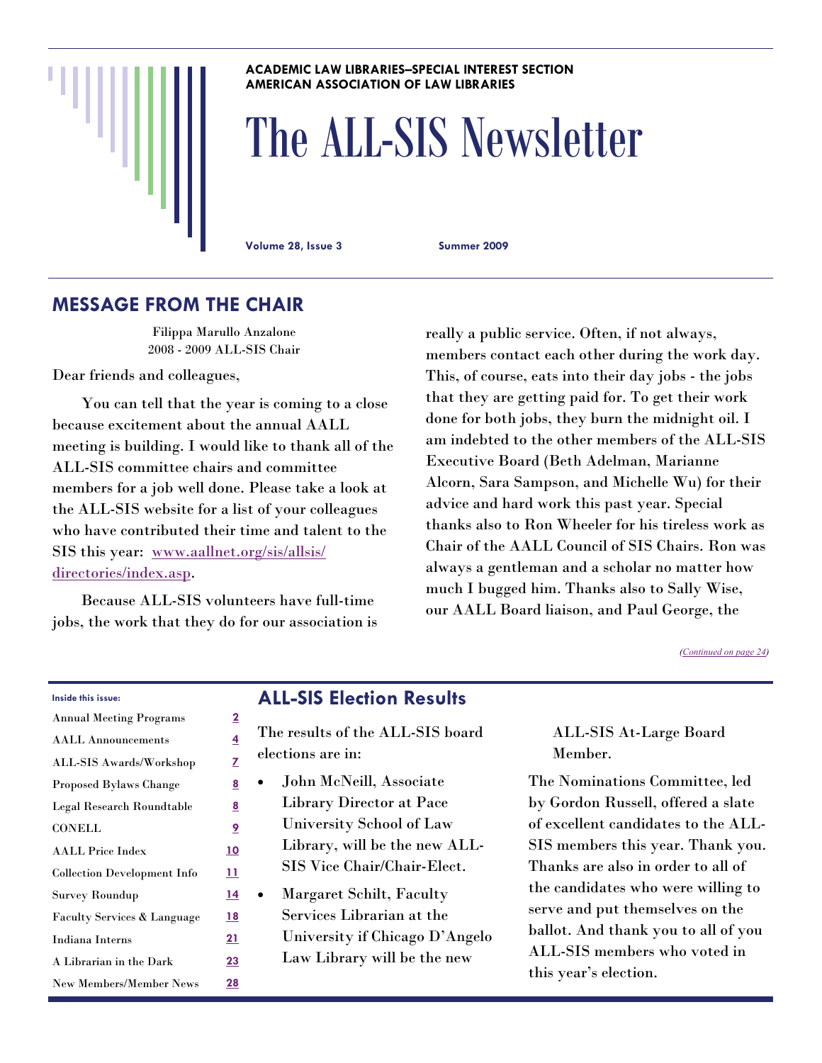**ACADEMIC LAW LIBRARIES–SPECIAL INTEREST SECTION**
**AMERICAN ASSOCIATION OF LAW LIBRARIES**

# The ALL-SIS Newsletter

**Volume 28, Issue 3** **Summer 2009**

## MESSAGE FROM THE CHAIR

Filippa Marullo Anzalone
2008 - 2009 ALL-SIS Chair

Dear friends and colleagues,

You can tell that the year is coming to a close because excitement about the annual AALL meeting is building. I would like to thank all of the ALL-SIS committee chairs and committee members for a job well done. Please take a look at the ALL-SIS website for a list of your colleagues who have contributed their time and talent to the SIS this year: [www.aallnet.org/sis/allsis/directories/index.asp](www.aallnet.org/sis/allsis/directories/index.asp).

Because ALL-SIS volunteers have full-time jobs, the work that they do for our association is really a public service. Often, if not always, members contact each other during the work day. This, of course, eats into their day jobs - the jobs that they are getting paid for. To get their work done for both jobs, they burn the midnight oil. I am indebted to the other members of the ALL-SIS Executive Board (Beth Adelman, Marianne Alcorn, Sara Sampson, and Michelle Wu) for their advice and hard work this past year. Special thanks also to Ron Wheeler for his tireless work as Chair of the AALL Council of SIS Chairs. Ron was always a gentleman and a scholar no matter how much I bugged him. Thanks also to Sally Wise, our AALL Board liaison, and Paul George, the

*(Continued on page 24)*

**Inside this issue:**

| | |
|---|---|
| Annual Meeting Programs | 2 |
| AALL Announcements | 4 |
| ALL-SIS Awards/Workshop | 7 |
| Proposed Bylaws Change | 8 |
| Legal Research Roundtable | 8 |
| CONELL | 9 |
| AALL Price Index | 10 |
| Collection Development Info | 11 |
| Survey Roundup | 14 |
| Faculty Services & Language | 18 |
| Indiana Interns | 21 |
| A Librarian in the Dark | 23 |
| New Members/Member News | 28 |

## ALL-SIS Election Results

The results of the ALL-SIS board elections are in:

- John McNeill, Associate Library Director at Pace University School of Law Library, will be the new ALL-SIS Vice Chair/Chair-Elect.
- Margaret Schilt, Faculty Services Librarian at the University if Chicago D'Angelo Law Library will be the new ALL-SIS At-Large Board Member.

The Nominations Committee, led by Gordon Russell, offered a slate of excellent candidates to the ALL-SIS members this year. Thank you. Thanks are also in order to all of the candidates who were willing to serve and put themselves on the ballot. And thank you to all of you ALL-SIS members who voted in this year's election.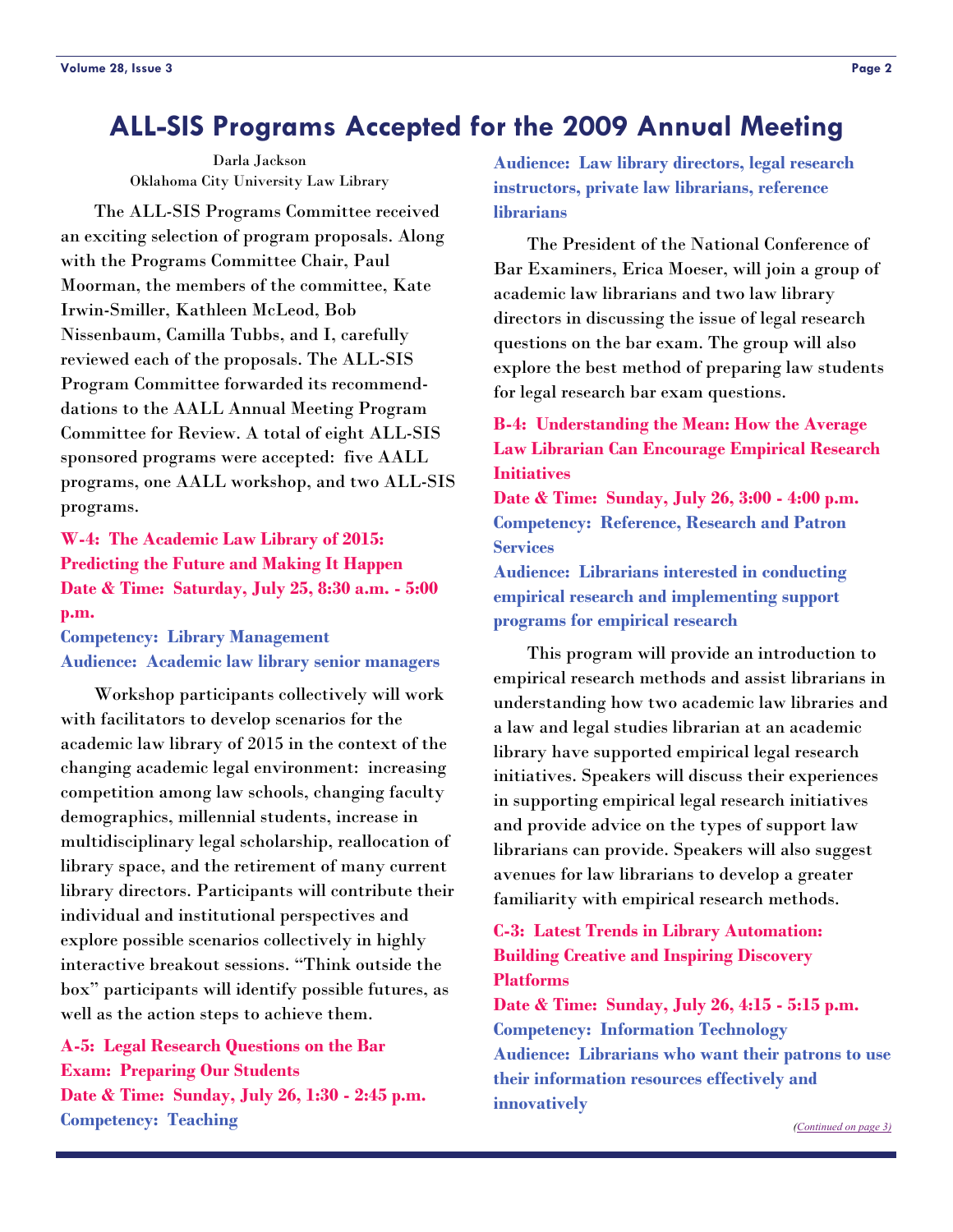# ALL-SIS Programs Accepted for the 2009 Annual Meeting

Darla Jackson
Oklahoma City University Law Library

The ALL-SIS Programs Committee received an exciting selection of program proposals. Along with the Programs Committee Chair, Paul Moorman, the members of the committee, Kate Irwin-Smiller, Kathleen McLeod, Bob Nissenbaum, Camilla Tubbs, and I, carefully reviewed each of the proposals. The ALL-SIS Program Committee forwarded its recommendations to the AALL Annual Meeting Program Committee for Review. A total of eight ALL-SIS sponsored programs were accepted: five AALL programs, one AALL workshop, and two ALL-SIS programs.

**W-4: The Academic Law Library of 2015: Predicting the Future and Making It Happen**
**Date & Time: Saturday, July 25, 8:30 a.m. - 5:00 p.m.**
**Competency: Library Management**
**Audience: Academic law library senior managers**

Workshop participants collectively will work with facilitators to develop scenarios for the academic law library of 2015 in the context of the changing academic legal environment: increasing competition among law schools, changing faculty demographics, millennial students, increase in multidisciplinary legal scholarship, reallocation of library space, and the retirement of many current library directors. Participants will contribute their individual and institutional perspectives and explore possible scenarios collectively in highly interactive breakout sessions. "Think outside the box" participants will identify possible futures, as well as the action steps to achieve them.

**A-5: Legal Research Questions on the Bar Exam: Preparing Our Students**
**Date & Time: Sunday, July 26, 1:30 - 2:45 p.m.**
**Competency: Teaching**
**Audience: Law library directors, legal research instructors, private law librarians, reference librarians**

The President of the National Conference of Bar Examiners, Erica Moeser, will join a group of academic law librarians and two law library directors in discussing the issue of legal research questions on the bar exam. The group will also explore the best method of preparing law students for legal research bar exam questions.

**B-4: Understanding the Mean: How the Average Law Librarian Can Encourage Empirical Research Initiatives**
**Date & Time: Sunday, July 26, 3:00 - 4:00 p.m.**
**Competency: Reference, Research and Patron Services**
**Audience: Librarians interested in conducting empirical research and implementing support programs for empirical research**

This program will provide an introduction to empirical research methods and assist librarians in understanding how two academic law libraries and a law and legal studies librarian at an academic library have supported empirical legal research initiatives. Speakers will discuss their experiences in supporting empirical legal research initiatives and provide advice on the types of support law librarians can provide. Speakers will also suggest avenues for law librarians to develop a greater familiarity with empirical research methods.

**C-3: Latest Trends in Library Automation: Building Creative and Inspiring Discovery Platforms**
**Date & Time: Sunday, July 26, 4:15 - 5:15 p.m.**
**Competency: Information Technology**
**Audience: Librarians who want their patrons to use their information resources effectively and innovatively**

*(Continued on page 3)*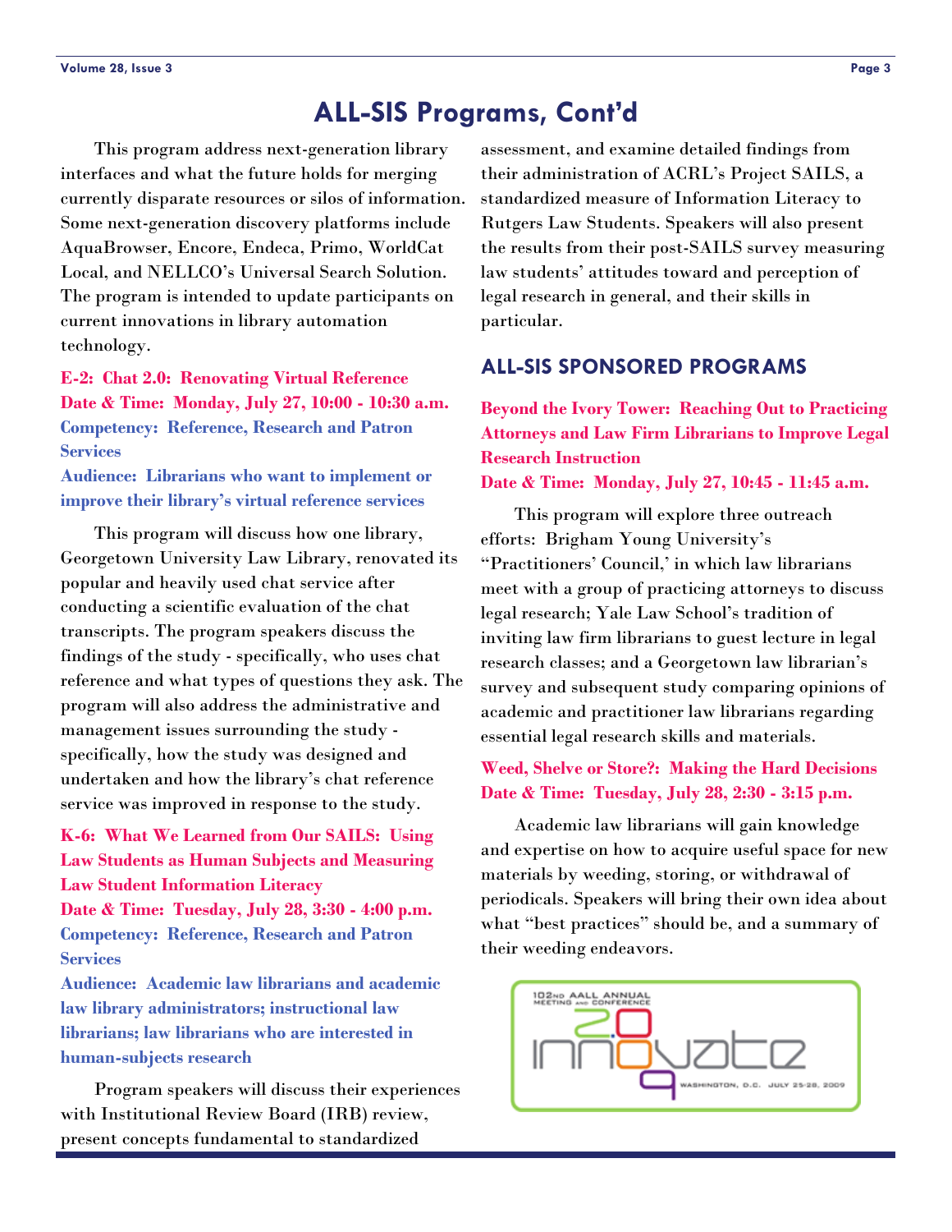# ALL-SIS Programs, Cont'd

This program address next-generation library interfaces and what the future holds for merging currently disparate resources or silos of information. Some next-generation discovery platforms include AquaBrowser, Encore, Endeca, Primo, WorldCat Local, and NELLCO's Universal Search Solution. The program is intended to update participants on current innovations in library automation technology.

**E-2: Chat 2.0: Renovating Virtual Reference**
**Date & Time: Monday, July 27, 10:00 - 10:30 a.m.**
**Competency: Reference, Research and Patron Services**
**Audience: Librarians who want to implement or improve their library's virtual reference services**

This program will discuss how one library, Georgetown University Law Library, renovated its popular and heavily used chat service after conducting a scientific evaluation of the chat transcripts. The program speakers discuss the findings of the study - specifically, who uses chat reference and what types of questions they ask. The program will also address the administrative and management issues surrounding the study - specifically, how the study was designed and undertaken and how the library's chat reference service was improved in response to the study.

**K-6: What We Learned from Our SAILS: Using Law Students as Human Subjects and Measuring Law Student Information Literacy**
**Date & Time: Tuesday, July 28, 3:30 - 4:00 p.m.**
**Competency: Reference, Research and Patron Services**
**Audience: Academic law librarians and academic law library administrators; instructional law librarians; law librarians who are interested in human-subjects research**

Program speakers will discuss their experiences with Institutional Review Board (IRB) review, present concepts fundamental to standardized assessment, and examine detailed findings from their administration of ACRL's Project SAILS, a standardized measure of Information Literacy to Rutgers Law Students. Speakers will also present the results from their post-SAILS survey measuring law students' attitudes toward and perception of legal research in general, and their skills in particular.

## ALL-SIS SPONSORED PROGRAMS

**Beyond the Ivory Tower: Reaching Out to Practicing Attorneys and Law Firm Librarians to Improve Legal Research Instruction**
**Date & Time: Monday, July 27, 10:45 - 11:45 a.m.**

This program will explore three outreach efforts: Brigham Young University's "Practitioners' Council,' in which law librarians meet with a group of practicing attorneys to discuss legal research; Yale Law School's tradition of inviting law firm librarians to guest lecture in legal research classes; and a Georgetown law librarian's survey and subsequent study comparing opinions of academic and practitioner law librarians regarding essential legal research skills and materials.

**Weed, Shelve or Store?: Making the Hard Decisions**
**Date & Time: Tuesday, July 28, 2:30 - 3:15 p.m.**

Academic law librarians will gain knowledge and expertise on how to acquire useful space for new materials by weeding, storing, or withdrawal of periodicals. Speakers will bring their own idea about what "best practices" should be, and a summary of their weeding endeavors.

102ND AALL ANNUAL MEETING AND CONFERENCE
2.0 innovate 9
WASHINGTON, D.C. JULY 25-28, 2009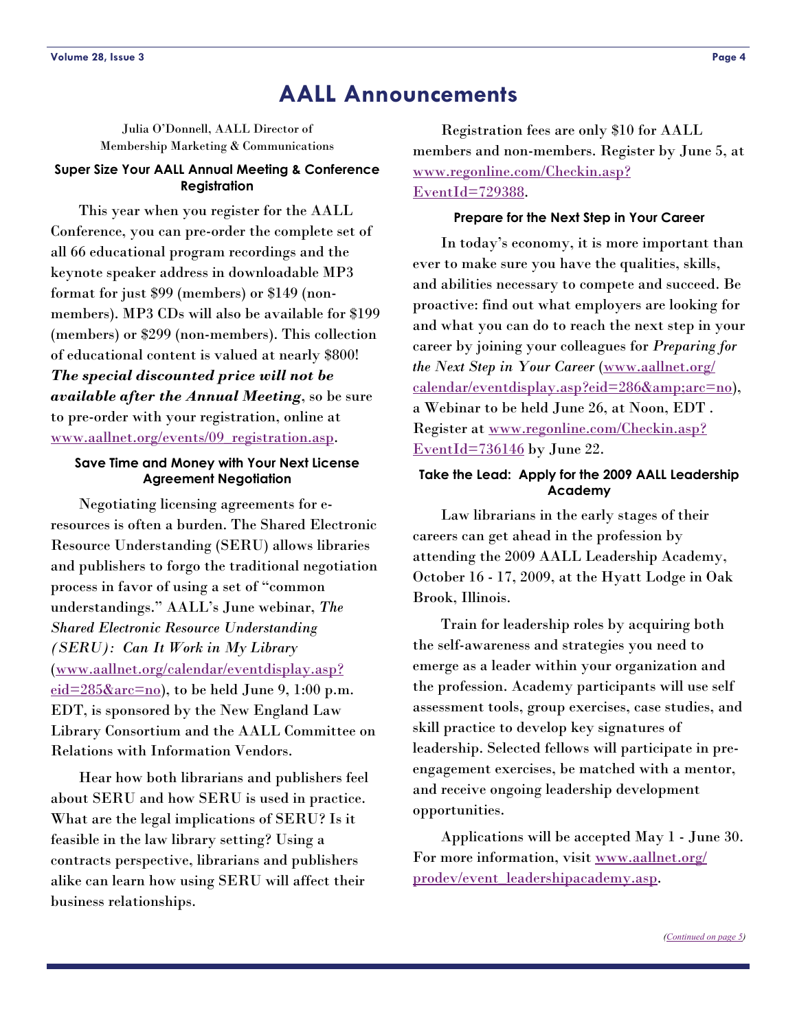# AALL Announcements

Julia O'Donnell, AALL Director of Membership Marketing & Communications

### Super Size Your AALL Annual Meeting & Conference Registration

This year when you register for the AALL Conference, you can pre-order the complete set of all 66 educational program recordings and the keynote speaker address in downloadable MP3 format for just $99 (members) or $149 (non-members). MP3 CDs will also be available for $199 (members) or $299 (non-members). This collection of educational content is valued at nearly $800! ***The special discounted price will not be available after the Annual Meeting***, so be sure to pre-order with your registration, online at www.aallnet.org/events/09_registration.asp.

### Save Time and Money with Your Next License Agreement Negotiation

Negotiating licensing agreements for e-resources is often a burden. The Shared Electronic Resource Understanding (SERU) allows libraries and publishers to forgo the traditional negotiation process in favor of using a set of "common understandings." AALL's June webinar, *The Shared Electronic Resource Understanding (SERU): Can It Work in My Library* (www.aallnet.org/calendar/eventdisplay.asp?eid=285&arc=no), to be held June 9, 1:00 p.m. EDT, is sponsored by the New England Law Library Consortium and the AALL Committee on Relations with Information Vendors.

Hear how both librarians and publishers feel about SERU and how SERU is used in practice. What are the legal implications of SERU? Is it feasible in the law library setting? Using a contracts perspective, librarians and publishers alike can learn how using SERU will affect their business relationships.

Registration fees are only $10 for AALL members and non-members. Register by June 5, at www.regonline.com/Checkin.asp?EventId=729388.

### Prepare for the Next Step in Your Career

In today's economy, it is more important than ever to make sure you have the qualities, skills, and abilities necessary to compete and succeed. Be proactive: find out what employers are looking for and what you can do to reach the next step in your career by joining your colleagues for *Preparing for the Next Step in Your Career* (www.aallnet.org/calendar/eventdisplay.asp?eid=286&amp;arc=no), a Webinar to be held June 26, at Noon, EDT . Register at www.regonline.com/Checkin.asp?EventId=736146 by June 22.

### Take the Lead: Apply for the 2009 AALL Leadership Academy

Law librarians in the early stages of their careers can get ahead in the profession by attending the 2009 AALL Leadership Academy, October 16 - 17, 2009, at the Hyatt Lodge in Oak Brook, Illinois.

Train for leadership roles by acquiring both the self-awareness and strategies you need to emerge as a leader within your organization and the profession. Academy participants will use self assessment tools, group exercises, case studies, and skill practice to develop key signatures of leadership. Selected fellows will participate in pre-engagement exercises, be matched with a mentor, and receive ongoing leadership development opportunities.

Applications will be accepted May 1 - June 30. For more information, visit www.aallnet.org/prodev/event_leadershipacademy.asp.

*(Continued on page 5)*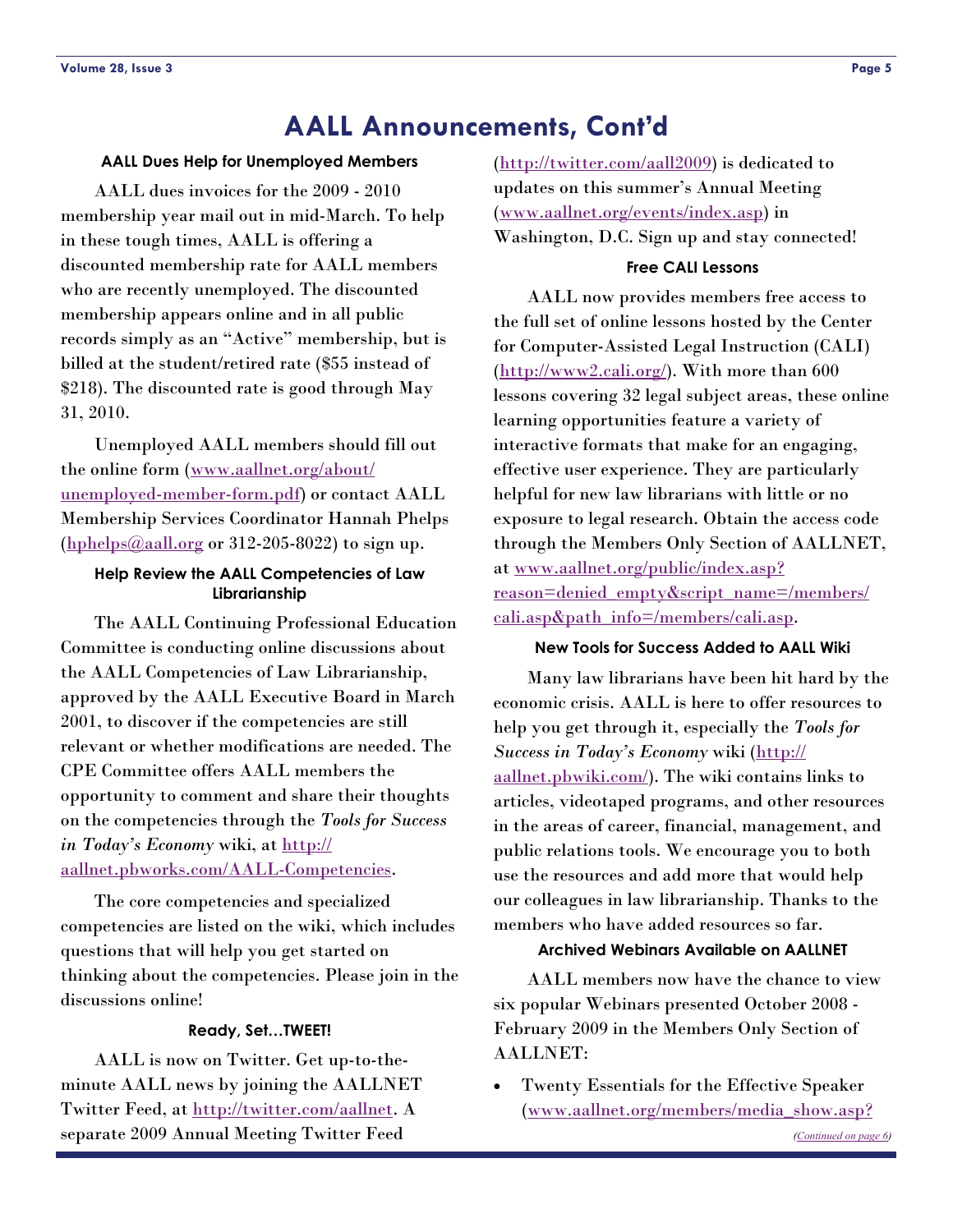# AALL Announcements, Cont'd

### AALL Dues Help for Unemployed Members

AALL dues invoices for the 2009 - 2010 membership year mail out in mid-March. To help in these tough times, AALL is offering a discounted membership rate for AALL members who are recently unemployed. The discounted membership appears online and in all public records simply as an "Active" membership, but is billed at the student/retired rate ($55 instead of $218). The discounted rate is good through May 31, 2010.

Unemployed AALL members should fill out the online form (www.aallnet.org/about/unemployed-member-form.pdf) or contact AALL Membership Services Coordinator Hannah Phelps (hphelps@aall.org or 312-205-8022) to sign up.

### Help Review the AALL Competencies of Law Librarianship

The AALL Continuing Professional Education Committee is conducting online discussions about the AALL Competencies of Law Librarianship, approved by the AALL Executive Board in March 2001, to discover if the competencies are still relevant or whether modifications are needed. The CPE Committee offers AALL members the opportunity to comment and share their thoughts on the competencies through the *Tools for Success in Today's Economy* wiki, at http://aallnet.pbworks.com/AALL-Competencies.

The core competencies and specialized competencies are listed on the wiki, which includes questions that will help you get started on thinking about the competencies. Please join in the discussions online!

### Ready, Set…TWEET!

AALL is now on Twitter. Get up-to-the-minute AALL news by joining the AALLNET Twitter Feed, at http://twitter.com/aallnet. A separate 2009 Annual Meeting Twitter Feed (http://twitter.com/aall2009) is dedicated to updates on this summer's Annual Meeting (www.aallnet.org/events/index.asp) in Washington, D.C. Sign up and stay connected!

### Free CALI Lessons

AALL now provides members free access to the full set of online lessons hosted by the Center for Computer-Assisted Legal Instruction (CALI) (http://www2.cali.org/). With more than 600 lessons covering 32 legal subject areas, these online learning opportunities feature a variety of interactive formats that make for an engaging, effective user experience. They are particularly helpful for new law librarians with little or no exposure to legal research. Obtain the access code through the Members Only Section of AALLNET, at www.aallnet.org/public/index.asp?reason=denied_empty&script_name=/members/cali.asp&path_info=/members/cali.asp.

### New Tools for Success Added to AALL Wiki

Many law librarians have been hit hard by the economic crisis. AALL is here to offer resources to help you get through it, especially the *Tools for Success in Today's Economy* wiki (http://aallnet.pbwiki.com/). The wiki contains links to articles, videotaped programs, and other resources in the areas of career, financial, management, and public relations tools. We encourage you to both use the resources and add more that would help our colleagues in law librarianship. Thanks to the members who have added resources so far.

### Archived Webinars Available on AALLNET

AALL members now have the chance to view six popular Webinars presented October 2008 - February 2009 in the Members Only Section of AALLNET:

- Twenty Essentials for the Effective Speaker (www.aallnet.org/members/media_show.asp?

*(Continued on page 6)*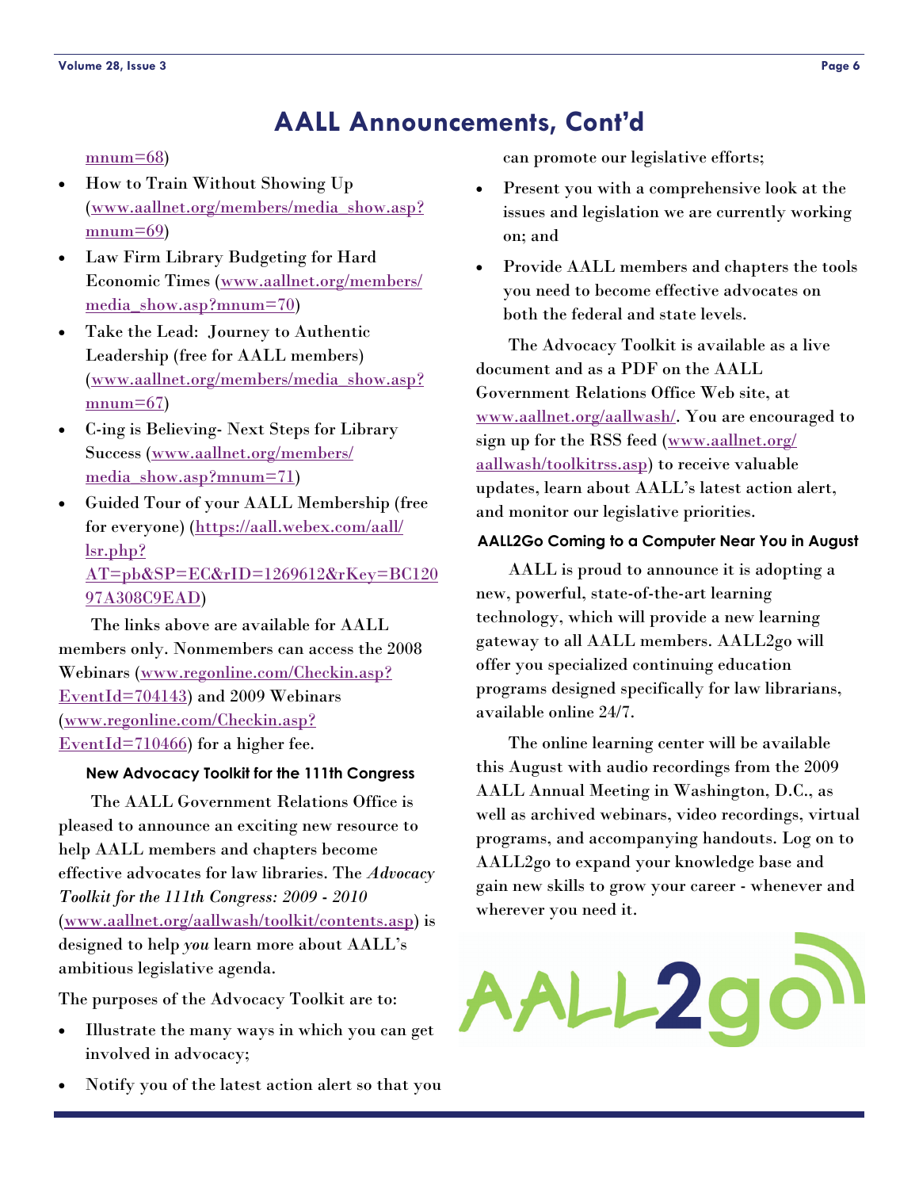# AALL Announcements, Cont'd

mnum=68)

- How to Train Without Showing Up (www.aallnet.org/members/media_show.asp?mnum=69)
- Law Firm Library Budgeting for Hard Economic Times (www.aallnet.org/members/media_show.asp?mnum=70)
- Take the Lead: Journey to Authentic Leadership (free for AALL members) (www.aallnet.org/members/media_show.asp?mnum=67)
- C-ing is Believing- Next Steps for Library Success (www.aallnet.org/members/media_show.asp?mnum=71)
- Guided Tour of your AALL Membership (free for everyone) (https://aall.webex.com/aall/lsr.php?AT=pb&SP=EC&rID=1269612&rKey=BC12097A308C9EAD)

The links above are available for AALL members only. Nonmembers can access the 2008 Webinars (www.regonline.com/Checkin.asp?EventId=704143) and 2009 Webinars (www.regonline.com/Checkin.asp?EventId=710466) for a higher fee.

#### New Advocacy Toolkit for the 111th Congress

The AALL Government Relations Office is pleased to announce an exciting new resource to help AALL members and chapters become effective advocates for law libraries. The *Advocacy Toolkit for the 111th Congress: 2009 - 2010* (www.aallnet.org/aallwash/toolkit/contents.asp) is designed to help *you* learn more about AALL's ambitious legislative agenda.

The purposes of the Advocacy Toolkit are to:

- Illustrate the many ways in which you can get involved in advocacy;
- Notify you of the latest action alert so that you can promote our legislative efforts;
- Present you with a comprehensive look at the issues and legislation we are currently working on; and
- Provide AALL members and chapters the tools you need to become effective advocates on both the federal and state levels.

The Advocacy Toolkit is available as a live document and as a PDF on the AALL Government Relations Office Web site, at www.aallnet.org/aallwash/. You are encouraged to sign up for the RSS feed (www.aallnet.org/aallwash/toolkitrss.asp) to receive valuable updates, learn about AALL's latest action alert, and monitor our legislative priorities.

#### AALL2Go Coming to a Computer Near You in August

AALL is proud to announce it is adopting a new, powerful, state-of-the-art learning technology, which will provide a new learning gateway to all AALL members. AALL2go will offer you specialized continuing education programs designed specifically for law librarians, available online 24/7.

The online learning center will be available this August with audio recordings from the 2009 AALL Annual Meeting in Washington, D.C., as well as archived webinars, video recordings, virtual programs, and accompanying handouts. Log on to AALL2go to expand your knowledge base and gain new skills to grow your career - whenever and wherever you need it.

AALL2go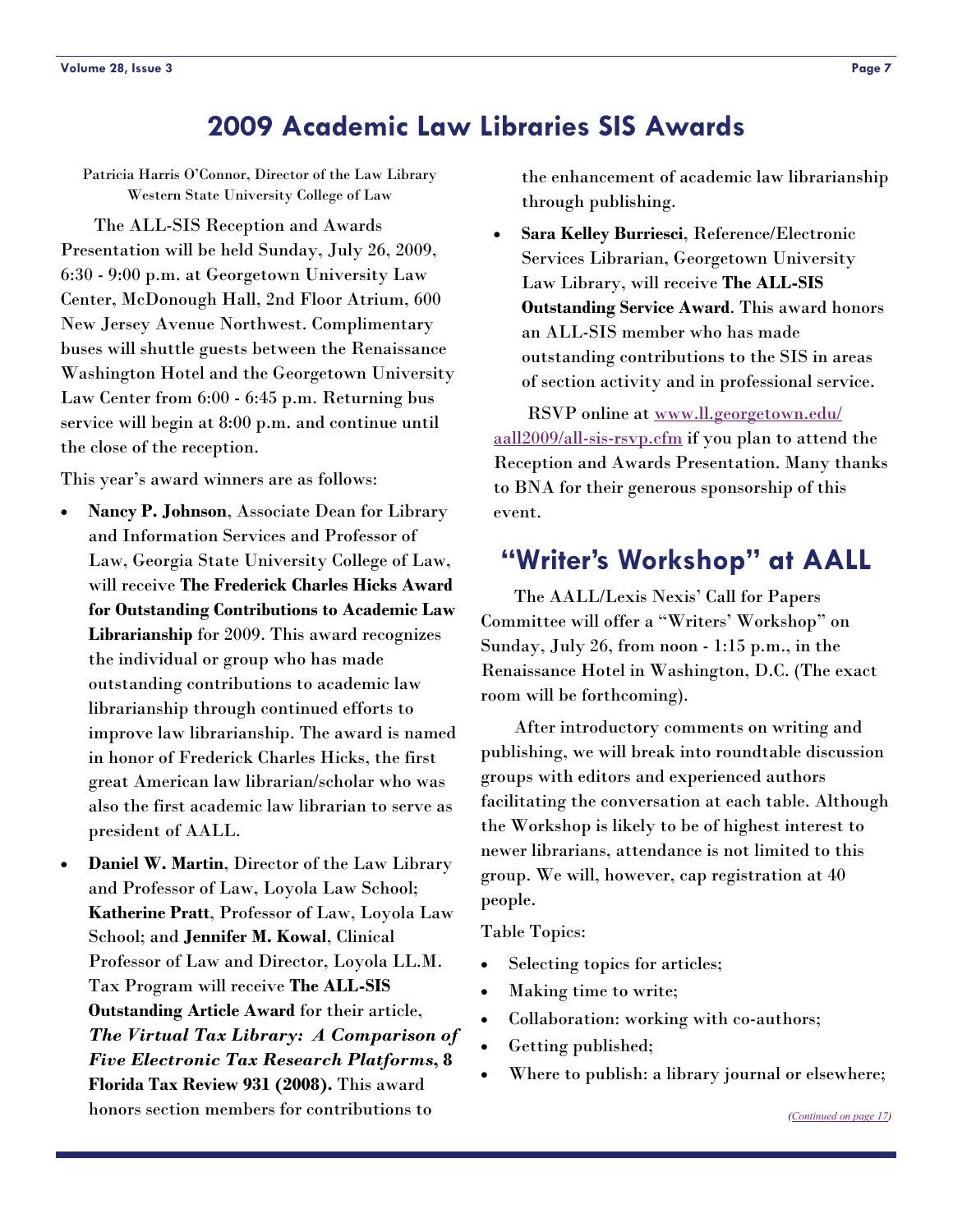## 2009 Academic Law Libraries SIS Awards

Patricia Harris O'Connor, Director of the Law Library
Western State University College of Law

The ALL-SIS Reception and Awards Presentation will be held Sunday, July 26, 2009, 6:30 - 9:00 p.m. at Georgetown University Law Center, McDonough Hall, 2nd Floor Atrium, 600 New Jersey Avenue Northwest. Complimentary buses will shuttle guests between the Renaissance Washington Hotel and the Georgetown University Law Center from 6:00 - 6:45 p.m. Returning bus service will begin at 8:00 p.m. and continue until the close of the reception.

This year's award winners are as follows:

- **Nancy P. Johnson**, Associate Dean for Library and Information Services and Professor of Law, Georgia State University College of Law, will receive **The Frederick Charles Hicks Award for Outstanding Contributions to Academic Law Librarianship** for 2009. This award recognizes the individual or group who has made outstanding contributions to academic law librarianship through continued efforts to improve law librarianship. The award is named in honor of Frederick Charles Hicks, the first great American law librarian/scholar who was also the first academic law librarian to serve as president of AALL.
- **Daniel W. Martin**, Director of the Law Library and Professor of Law, Loyola Law School; **Katherine Pratt**, Professor of Law, Loyola Law School; and **Jennifer M. Kowal**, Clinical Professor of Law and Director, Loyola LL.M. Tax Program will receive **The ALL-SIS Outstanding Article Award** for their article, ***The Virtual Tax Library: A Comparison of Five Electronic Tax Research Platforms*, 8 Florida Tax Review 931 (2008).** This award honors section members for contributions to the enhancement of academic law librarianship through publishing.
- **Sara Kelley Burriesci**, Reference/Electronic Services Librarian, Georgetown University Law Library, will receive **The ALL-SIS Outstanding Service Award**. This award honors an ALL-SIS member who has made outstanding contributions to the SIS in areas of section activity and in professional service.

RSVP online at www.ll.georgetown.edu/aall2009/all-sis-rsvp.cfm if you plan to attend the Reception and Awards Presentation. Many thanks to BNA for their generous sponsorship of this event.

## "Writer's Workshop" at AALL

The AALL/Lexis Nexis' Call for Papers Committee will offer a "Writers' Workshop" on Sunday, July 26, from noon - 1:15 p.m., in the Renaissance Hotel in Washington, D.C. (The exact room will be forthcoming).

After introductory comments on writing and publishing, we will break into roundtable discussion groups with editors and experienced authors facilitating the conversation at each table. Although the Workshop is likely to be of highest interest to newer librarians, attendance is not limited to this group. We will, however, cap registration at 40 people.

Table Topics:

- Selecting topics for articles;
- Making time to write;
- Collaboration: working with co-authors;
- Getting published;
- Where to publish: a library journal or elsewhere;

*(Continued on page 17)*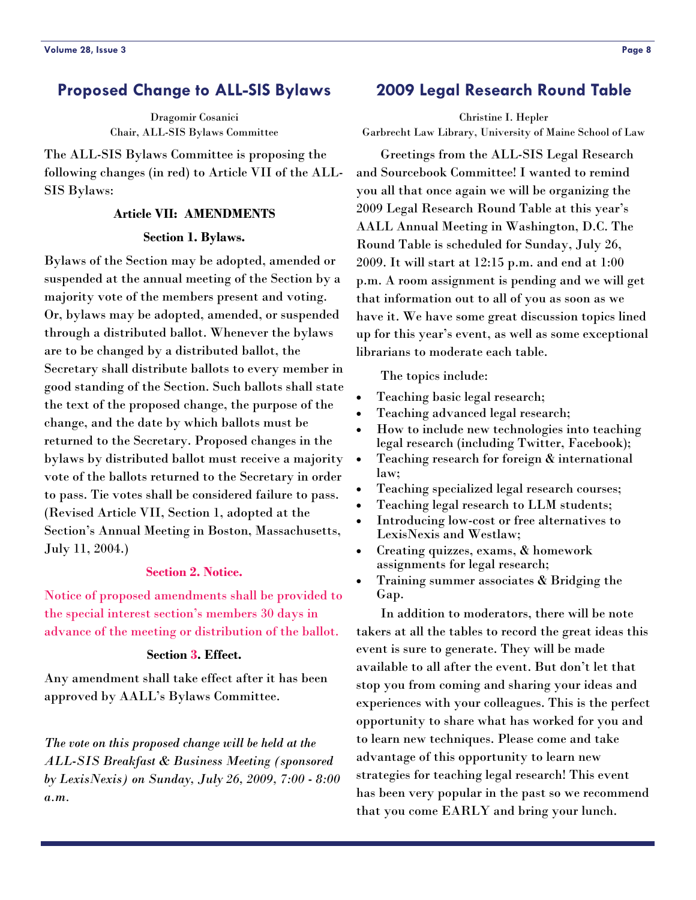## Proposed Change to ALL-SIS Bylaws

Dragomir Cosanici
Chair, ALL-SIS Bylaws Committee

The ALL-SIS Bylaws Committee is proposing the following changes (in red) to Article VII of the ALL-SIS Bylaws:

**Article VII: AMENDMENTS**

**Section 1. Bylaws.**

Bylaws of the Section may be adopted, amended or suspended at the annual meeting of the Section by a majority vote of the members present and voting. Or, bylaws may be adopted, amended, or suspended through a distributed ballot. Whenever the bylaws are to be changed by a distributed ballot, the Secretary shall distribute ballots to every member in good standing of the Section. Such ballots shall state the text of the proposed change, the purpose of the change, and the date by which ballots must be returned to the Secretary. Proposed changes in the bylaws by distributed ballot must receive a majority vote of the ballots returned to the Secretary in order to pass. Tie votes shall be considered failure to pass. (Revised Article VII, Section 1, adopted at the Section's Annual Meeting in Boston, Massachusetts, July 11, 2004.)

**Section 2. Notice.**

Notice of proposed amendments shall be provided to the special interest section's members 30 days in advance of the meeting or distribution of the ballot.

**Section 3. Effect.**

Any amendment shall take effect after it has been approved by AALL's Bylaws Committee.

*The vote on this proposed change will be held at the ALL-SIS Breakfast & Business Meeting (sponsored by LexisNexis) on Sunday, July 26, 2009, 7:00 - 8:00 a.m.*

## 2009 Legal Research Round Table

Christine I. Hepler
Garbrecht Law Library, University of Maine School of Law

Greetings from the ALL-SIS Legal Research and Sourcebook Committee! I wanted to remind you all that once again we will be organizing the 2009 Legal Research Round Table at this year's AALL Annual Meeting in Washington, D.C. The Round Table is scheduled for Sunday, July 26, 2009. It will start at 12:15 p.m. and end at 1:00 p.m. A room assignment is pending and we will get that information out to all of you as soon as we have it. We have some great discussion topics lined up for this year's event, as well as some exceptional librarians to moderate each table.

The topics include:

- Teaching basic legal research;
- Teaching advanced legal research;
- How to include new technologies into teaching legal research (including Twitter, Facebook);
- Teaching research for foreign & international law;
- Teaching specialized legal research courses;
- Teaching legal research to LLM students;
- Introducing low-cost or free alternatives to LexisNexis and Westlaw;
- Creating quizzes, exams, & homework assignments for legal research;
- Training summer associates & Bridging the Gap.

In addition to moderators, there will be note takers at all the tables to record the great ideas this event is sure to generate. They will be made available to all after the event. But don't let that stop you from coming and sharing your ideas and experiences with your colleagues. This is the perfect opportunity to share what has worked for you and to learn new techniques. Please come and take advantage of this opportunity to learn new strategies for teaching legal research! This event has been very popular in the past so we recommend that you come EARLY and bring your lunch.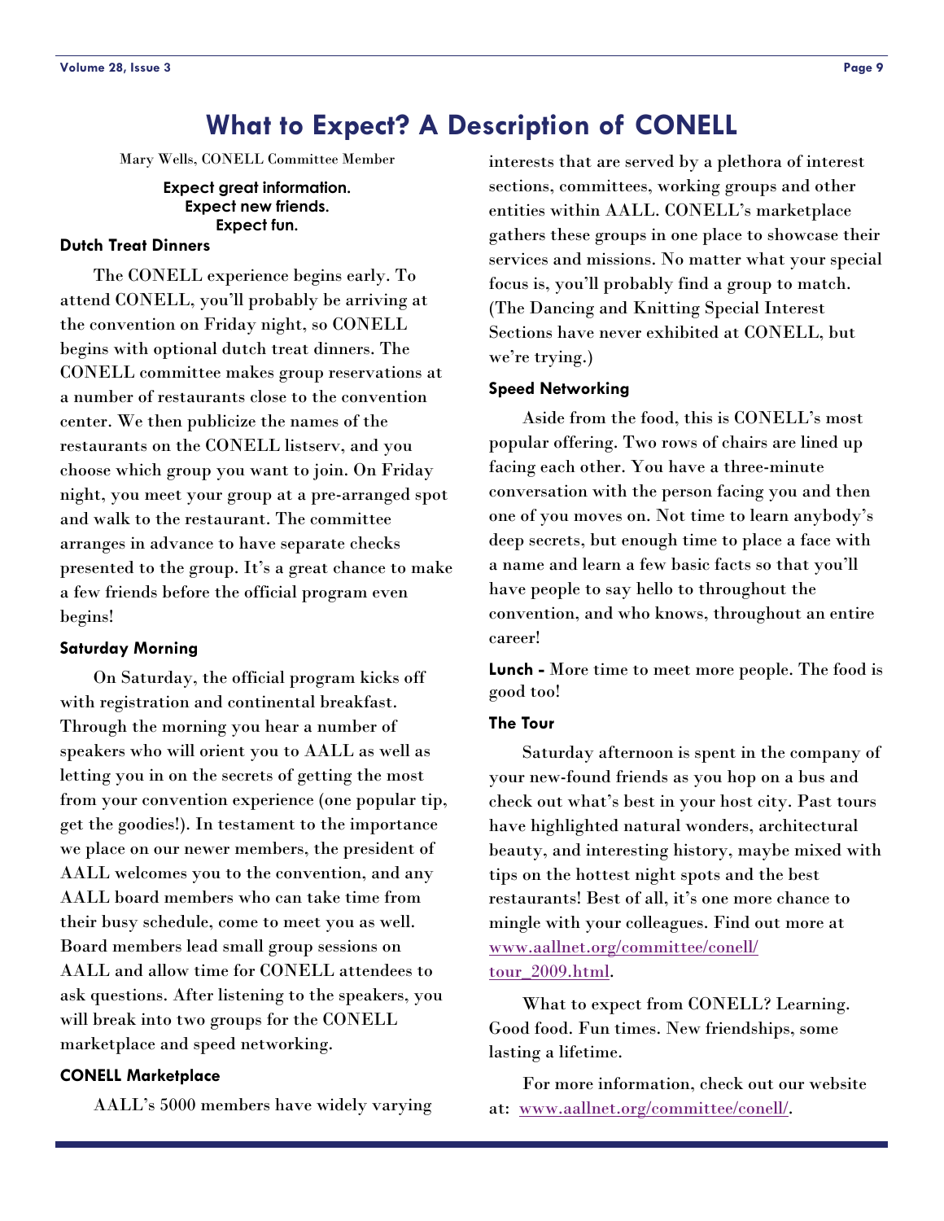# What to Expect? A Description of CONELL

Mary Wells, CONELL Committee Member

**Expect great information.**
**Expect new friends.**
**Expect fun.**

### Dutch Treat Dinners

The CONELL experience begins early. To attend CONELL, you'll probably be arriving at the convention on Friday night, so CONELL begins with optional dutch treat dinners. The CONELL committee makes group reservations at a number of restaurants close to the convention center. We then publicize the names of the restaurants on the CONELL listserv, and you choose which group you want to join. On Friday night, you meet your group at a pre-arranged spot and walk to the restaurant. The committee arranges in advance to have separate checks presented to the group. It's a great chance to make a few friends before the official program even begins!

### Saturday Morning

On Saturday, the official program kicks off with registration and continental breakfast. Through the morning you hear a number of speakers who will orient you to AALL as well as letting you in on the secrets of getting the most from your convention experience (one popular tip, get the goodies!). In testament to the importance we place on our newer members, the president of AALL welcomes you to the convention, and any AALL board members who can take time from their busy schedule, come to meet you as well. Board members lead small group sessions on AALL and allow time for CONELL attendees to ask questions. After listening to the speakers, you will break into two groups for the CONELL marketplace and speed networking.

### CONELL Marketplace

AALL's 5000 members have widely varying interests that are served by a plethora of interest sections, committees, working groups and other entities within AALL. CONELL's marketplace gathers these groups in one place to showcase their services and missions. No matter what your special focus is, you'll probably find a group to match. (The Dancing and Knitting Special Interest Sections have never exhibited at CONELL, but we're trying.)

### Speed Networking

Aside from the food, this is CONELL's most popular offering. Two rows of chairs are lined up facing each other. You have a three-minute conversation with the person facing you and then one of you moves on. Not time to learn anybody's deep secrets, but enough time to place a face with a name and learn a few basic facts so that you'll have people to say hello to throughout the convention, and who knows, throughout an entire career!

**Lunch -** More time to meet more people. The food is good too!

### The Tour

Saturday afternoon is spent in the company of your new-found friends as you hop on a bus and check out what's best in your host city. Past tours have highlighted natural wonders, architectural beauty, and interesting history, maybe mixed with tips on the hottest night spots and the best restaurants! Best of all, it's one more chance to mingle with your colleagues. Find out more at www.aallnet.org/committee/conell/tour_2009.html.

What to expect from CONELL? Learning. Good food. Fun times. New friendships, some lasting a lifetime.

For more information, check out our website at: www.aallnet.org/committee/conell/.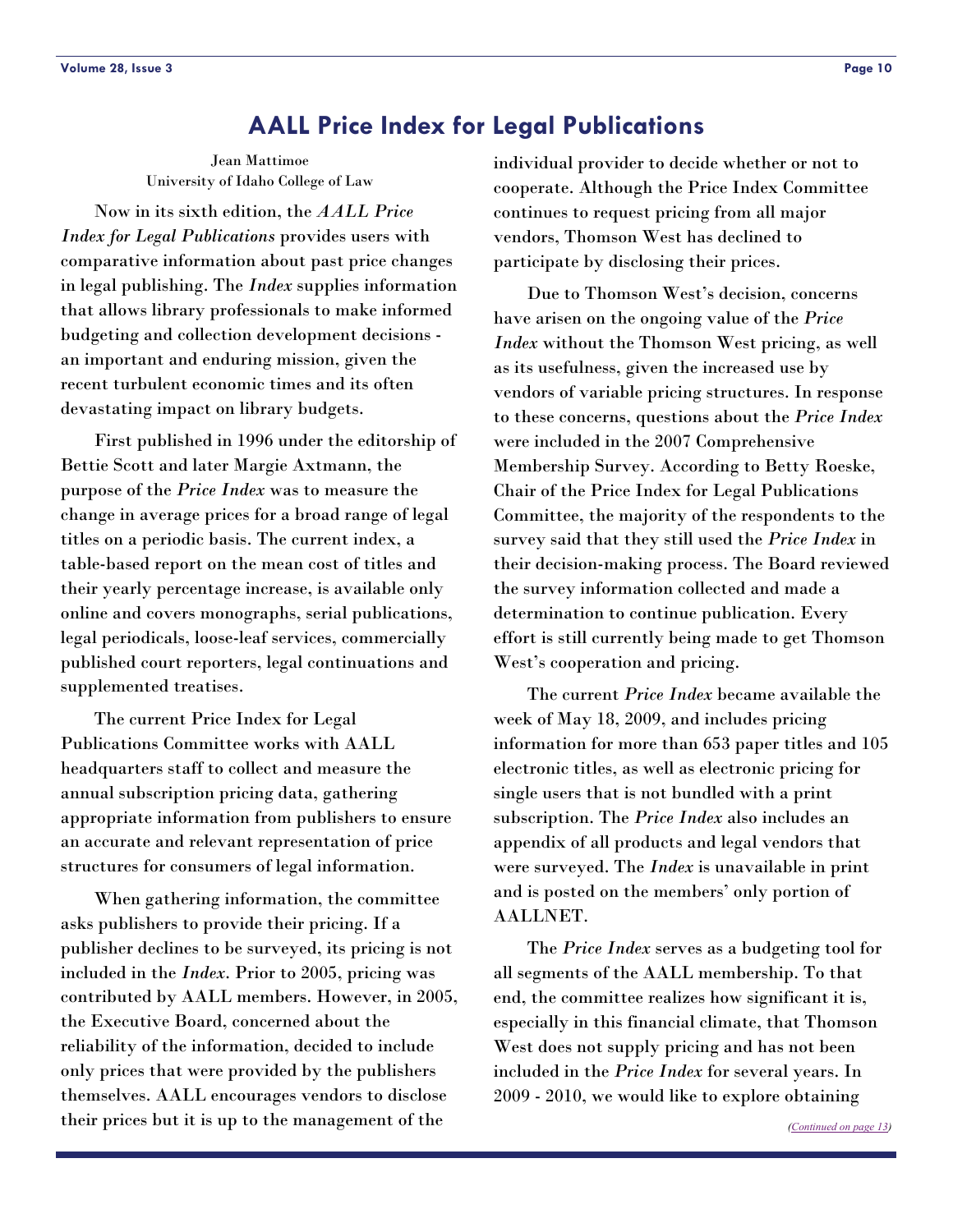## AALL Price Index for Legal Publications

Jean Mattimoe
University of Idaho College of Law

Now in its sixth edition, the *AALL Price Index for Legal Publications* provides users with comparative information about past price changes in legal publishing. The *Index* supplies information that allows library professionals to make informed budgeting and collection development decisions - an important and enduring mission, given the recent turbulent economic times and its often devastating impact on library budgets.

First published in 1996 under the editorship of Bettie Scott and later Margie Axtmann, the purpose of the *Price Index* was to measure the change in average prices for a broad range of legal titles on a periodic basis. The current index, a table-based report on the mean cost of titles and their yearly percentage increase, is available only online and covers monographs, serial publications, legal periodicals, loose-leaf services, commercially published court reporters, legal continuations and supplemented treatises.

The current Price Index for Legal Publications Committee works with AALL headquarters staff to collect and measure the annual subscription pricing data, gathering appropriate information from publishers to ensure an accurate and relevant representation of price structures for consumers of legal information.

When gathering information, the committee asks publishers to provide their pricing. If a publisher declines to be surveyed, its pricing is not included in the *Index*. Prior to 2005, pricing was contributed by AALL members. However, in 2005, the Executive Board, concerned about the reliability of the information, decided to include only prices that were provided by the publishers themselves. AALL encourages vendors to disclose their prices but it is up to the management of the individual provider to decide whether or not to cooperate. Although the Price Index Committee continues to request pricing from all major vendors, Thomson West has declined to participate by disclosing their prices.

Due to Thomson West's decision, concerns have arisen on the ongoing value of the *Price Index* without the Thomson West pricing, as well as its usefulness, given the increased use by vendors of variable pricing structures. In response to these concerns, questions about the *Price Index* were included in the 2007 Comprehensive Membership Survey. According to Betty Roeske, Chair of the Price Index for Legal Publications Committee, the majority of the respondents to the survey said that they still used the *Price Index* in their decision-making process. The Board reviewed the survey information collected and made a determination to continue publication. Every effort is still currently being made to get Thomson West's cooperation and pricing.

The current *Price Index* became available the week of May 18, 2009, and includes pricing information for more than 653 paper titles and 105 electronic titles, as well as electronic pricing for single users that is not bundled with a print subscription. The *Price Index* also includes an appendix of all products and legal vendors that were surveyed. The *Index* is unavailable in print and is posted on the members' only portion of AALLNET.

The *Price Index* serves as a budgeting tool for all segments of the AALL membership. To that end, the committee realizes how significant it is, especially in this financial climate, that Thomson West does not supply pricing and has not been included in the *Price Index* for several years. In 2009 - 2010, we would like to explore obtaining

*(Continued on page 13)*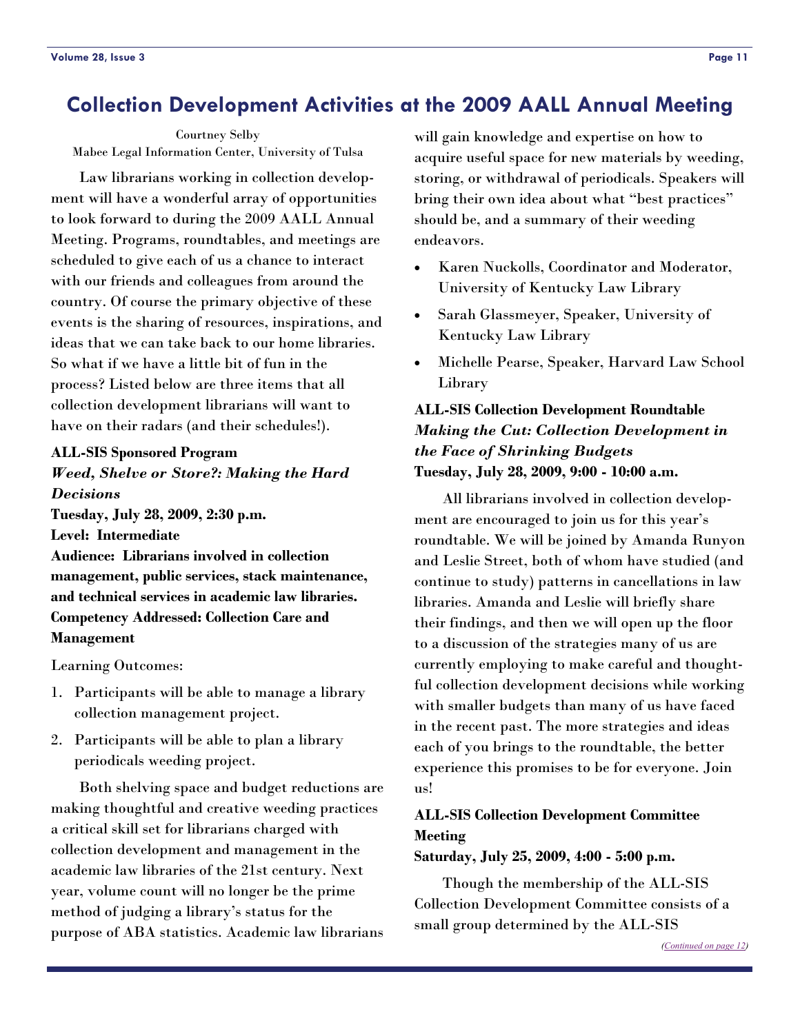# Collection Development Activities at the 2009 AALL Annual Meeting

Courtney Selby
Mabee Legal Information Center, University of Tulsa

Law librarians working in collection development will have a wonderful array of opportunities to look forward to during the 2009 AALL Annual Meeting. Programs, roundtables, and meetings are scheduled to give each of us a chance to interact with our friends and colleagues from around the country. Of course the primary objective of these events is the sharing of resources, inspirations, and ideas that we can take back to our home libraries. So what if we have a little bit of fun in the process? Listed below are three items that all collection development librarians will want to have on their radars (and their schedules!).

**ALL-SIS Sponsored Program**
***Weed, Shelve or Store?: Making the Hard Decisions***
**Tuesday, July 28, 2009, 2:30 p.m.**
**Level: Intermediate**
**Audience: Librarians involved in collection management, public services, stack maintenance, and technical services in academic law libraries.**
**Competency Addressed: Collection Care and Management**

Learning Outcomes:

1. Participants will be able to manage a library collection management project.
2. Participants will be able to plan a library periodicals weeding project.

Both shelving space and budget reductions are making thoughtful and creative weeding practices a critical skill set for librarians charged with collection development and management in the academic law libraries of the 21st century. Next year, volume count will no longer be the prime method of judging a library's status for the purpose of ABA statistics. Academic law librarians will gain knowledge and expertise on how to acquire useful space for new materials by weeding, storing, or withdrawal of periodicals. Speakers will bring their own idea about what "best practices" should be, and a summary of their weeding endeavors.

- Karen Nuckolls, Coordinator and Moderator, University of Kentucky Law Library
- Sarah Glassmeyer, Speaker, University of Kentucky Law Library
- Michelle Pearse, Speaker, Harvard Law School Library

**ALL-SIS Collection Development Roundtable**
***Making the Cut: Collection Development in the Face of Shrinking Budgets***
**Tuesday, July 28, 2009, 9:00 - 10:00 a.m.**

All librarians involved in collection development are encouraged to join us for this year's roundtable. We will be joined by Amanda Runyon and Leslie Street, both of whom have studied (and continue to study) patterns in cancellations in law libraries. Amanda and Leslie will briefly share their findings, and then we will open up the floor to a discussion of the strategies many of us are currently employing to make careful and thoughtful collection development decisions while working with smaller budgets than many of us have faced in the recent past. The more strategies and ideas each of you brings to the roundtable, the better experience this promises to be for everyone. Join us!

**ALL-SIS Collection Development Committee Meeting**
**Saturday, July 25, 2009, 4:00 - 5:00 p.m.**

Though the membership of the ALL-SIS Collection Development Committee consists of a small group determined by the ALL-SIS

*(Continued on page 12)*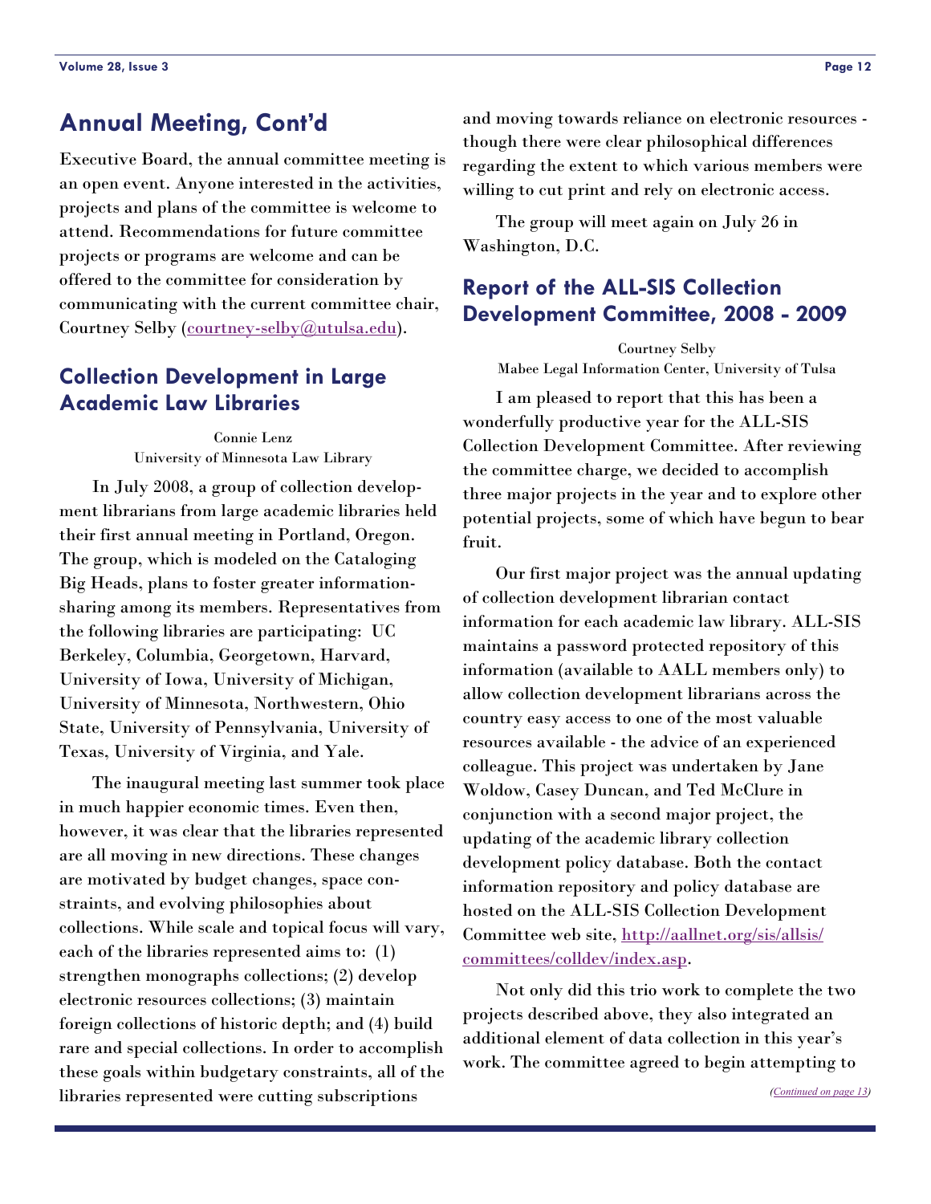## Annual Meeting, Cont'd

Executive Board, the annual committee meeting is an open event. Anyone interested in the activities, projects and plans of the committee is welcome to attend. Recommendations for future committee projects or programs are welcome and can be offered to the committee for consideration by communicating with the current committee chair, Courtney Selby (courtney-selby@utulsa.edu).

## Collection Development in Large Academic Law Libraries

Connie Lenz
University of Minnesota Law Library

In July 2008, a group of collection development librarians from large academic libraries held their first annual meeting in Portland, Oregon. The group, which is modeled on the Cataloging Big Heads, plans to foster greater information-sharing among its members. Representatives from the following libraries are participating: UC Berkeley, Columbia, Georgetown, Harvard, University of Iowa, University of Michigan, University of Minnesota, Northwestern, Ohio State, University of Pennsylvania, University of Texas, University of Virginia, and Yale.

The inaugural meeting last summer took place in much happier economic times. Even then, however, it was clear that the libraries represented are all moving in new directions. These changes are motivated by budget changes, space constraints, and evolving philosophies about collections. While scale and topical focus will vary, each of the libraries represented aims to: (1) strengthen monographs collections; (2) develop electronic resources collections; (3) maintain foreign collections of historic depth; and (4) build rare and special collections. In order to accomplish these goals within budgetary constraints, all of the libraries represented were cutting subscriptions and moving towards reliance on electronic resources - though there were clear philosophical differences regarding the extent to which various members were willing to cut print and rely on electronic access.

The group will meet again on July 26 in Washington, D.C.

## Report of the ALL-SIS Collection Development Committee, 2008 - 2009

Courtney Selby
Mabee Legal Information Center, University of Tulsa

I am pleased to report that this has been a wonderfully productive year for the ALL-SIS Collection Development Committee. After reviewing the committee charge, we decided to accomplish three major projects in the year and to explore other potential projects, some of which have begun to bear fruit.

Our first major project was the annual updating of collection development librarian contact information for each academic law library. ALL-SIS maintains a password protected repository of this information (available to AALL members only) to allow collection development librarians across the country easy access to one of the most valuable resources available - the advice of an experienced colleague. This project was undertaken by Jane Woldow, Casey Duncan, and Ted McClure in conjunction with a second major project, the updating of the academic library collection development policy database. Both the contact information repository and policy database are hosted on the ALL-SIS Collection Development Committee web site, http://aallnet.org/sis/allsis/committees/colldev/index.asp.

Not only did this trio work to complete the two projects described above, they also integrated an additional element of data collection in this year's work. The committee agreed to begin attempting to

*(Continued on page 13)*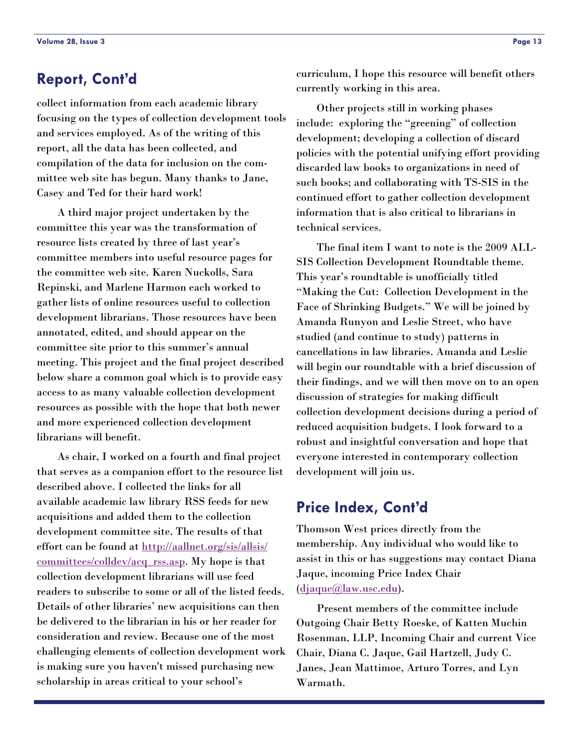## Report, Cont'd

collect information from each academic library focusing on the types of collection development tools and services employed. As of the writing of this report, all the data has been collected, and compilation of the data for inclusion on the committee web site has begun. Many thanks to Jane, Casey and Ted for their hard work!

A third major project undertaken by the committee this year was the transformation of resource lists created by three of last year's committee members into useful resource pages for the committee web site. Karen Nuckolls, Sara Repinski, and Marlene Harmon each worked to gather lists of online resources useful to collection development librarians. Those resources have been annotated, edited, and should appear on the committee site prior to this summer's annual meeting. This project and the final project described below share a common goal which is to provide easy access to as many valuable collection development resources as possible with the hope that both newer and more experienced collection development librarians will benefit.

As chair, I worked on a fourth and final project that serves as a companion effort to the resource list described above. I collected the links for all available academic law library RSS feeds for new acquisitions and added them to the collection development committee site. The results of that effort can be found at http://aallnet.org/sis/allsis/committees/colldev/acq_rss.asp. My hope is that collection development librarians will use feed readers to subscribe to some or all of the listed feeds. Details of other libraries' new acquisitions can then be delivered to the librarian in his or her reader for consideration and review. Because one of the most challenging elements of collection development work is making sure you haven't missed purchasing new scholarship in areas critical to your school's curriculum, I hope this resource will benefit others currently working in this area.

Other projects still in working phases include: exploring the "greening" of collection development; developing a collection of discard policies with the potential unifying effort providing discarded law books to organizations in need of such books; and collaborating with TS-SIS in the continued effort to gather collection development information that is also critical to librarians in technical services.

The final item I want to note is the 2009 ALL-SIS Collection Development Roundtable theme. This year's roundtable is unofficially titled "Making the Cut: Collection Development in the Face of Shrinking Budgets." We will be joined by Amanda Runyon and Leslie Street, who have studied (and continue to study) patterns in cancellations in law libraries. Amanda and Leslie will begin our roundtable with a brief discussion of their findings, and we will then move on to an open discussion of strategies for making difficult collection development decisions during a period of reduced acquisition budgets. I look forward to a robust and insightful conversation and hope that everyone interested in contemporary collection development will join us.

## Price Index, Cont'd

Thomson West prices directly from the membership. Any individual who would like to assist in this or has suggestions may contact Diana Jaque, incoming Price Index Chair (djaque@law.usc.edu).

Present members of the committee include Outgoing Chair Betty Roeske, of Katten Muchin Rosenman, LLP, Incoming Chair and current Vice Chair, Diana C. Jaque, Gail Hartzell, Judy C. Janes, Jean Mattimoe, Arturo Torres, and Lyn Warmath.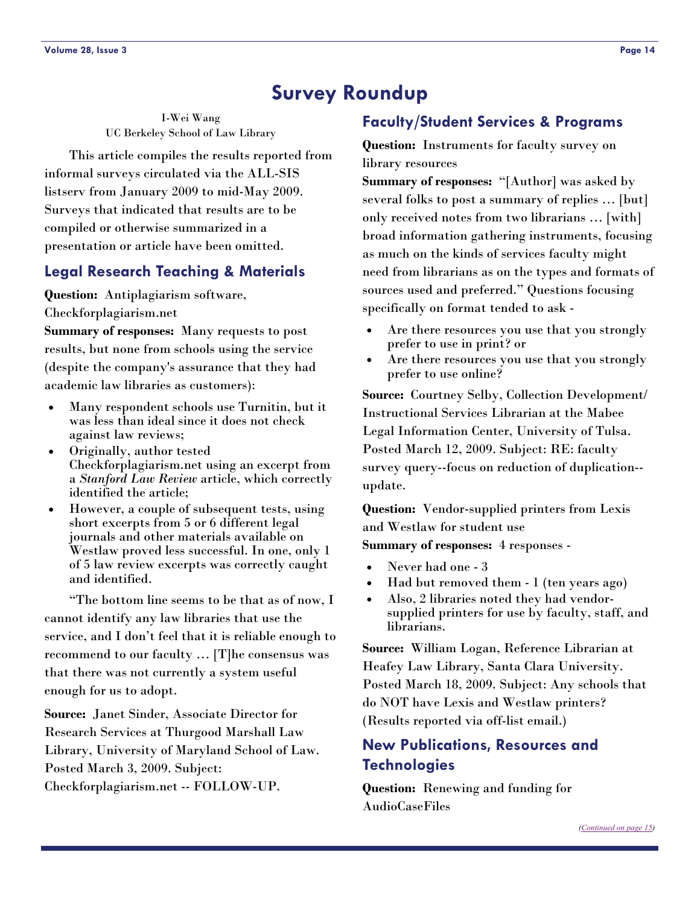# Survey Roundup

I-Wei Wang
UC Berkeley School of Law Library

This article compiles the results reported from informal surveys circulated via the ALL-SIS listserv from January 2009 to mid-May 2009. Surveys that indicated that results are to be compiled or otherwise summarized in a presentation or article have been omitted.

## Legal Research Teaching & Materials

**Question:** Antiplagiarism software, Checkforplagiarism.net

**Summary of responses:** Many requests to post results, but none from schools using the service (despite the company's assurance that they had academic law libraries as customers):

- Many respondent schools use Turnitin, but it was less than ideal since it does not check against law reviews;
- Originally, author tested Checkforplagiarism.net using an excerpt from a *Stanford Law Review* article, which correctly identified the article;
- However, a couple of subsequent tests, using short excerpts from 5 or 6 different legal journals and other materials available on Westlaw proved less successful. In one, only 1 of 5 law review excerpts was correctly caught and identified.

"The bottom line seems to be that as of now, I cannot identify any law libraries that use the service, and I don't feel that it is reliable enough to recommend to our faculty … [T]he consensus was that there was not currently a system useful enough for us to adopt.

**Source:** Janet Sinder, Associate Director for Research Services at Thurgood Marshall Law Library, University of Maryland School of Law. Posted March 3, 2009. Subject: Checkforplagiarism.net -- FOLLOW-UP.

## Faculty/Student Services & Programs

**Question:** Instruments for faculty survey on library resources

**Summary of responses:** "[Author] was asked by several folks to post a summary of replies … [but] only received notes from two librarians … [with] broad information gathering instruments, focusing as much on the kinds of services faculty might need from librarians as on the types and formats of sources used and preferred." Questions focusing specifically on format tended to ask -

- Are there resources you use that you strongly prefer to use in print? or
- Are there resources you use that you strongly prefer to use online?

**Source:** Courtney Selby, Collection Development/ Instructional Services Librarian at the Mabee Legal Information Center, University of Tulsa. Posted March 12, 2009. Subject: RE: faculty survey query--focus on reduction of duplication--update.

**Question:** Vendor-supplied printers from Lexis and Westlaw for student use

**Summary of responses:** 4 responses -

- Never had one - 3
- Had but removed them - 1 (ten years ago)
- Also, 2 libraries noted they had vendor-supplied printers for use by faculty, staff, and librarians.

**Source:** William Logan, Reference Librarian at Heafey Law Library, Santa Clara University. Posted March 18, 2009. Subject: Any schools that do NOT have Lexis and Westlaw printers? (Results reported via off-list email.)

## New Publications, Resources and Technologies

**Question:** Renewing and funding for AudioCaseFiles

*(Continued on page 15)*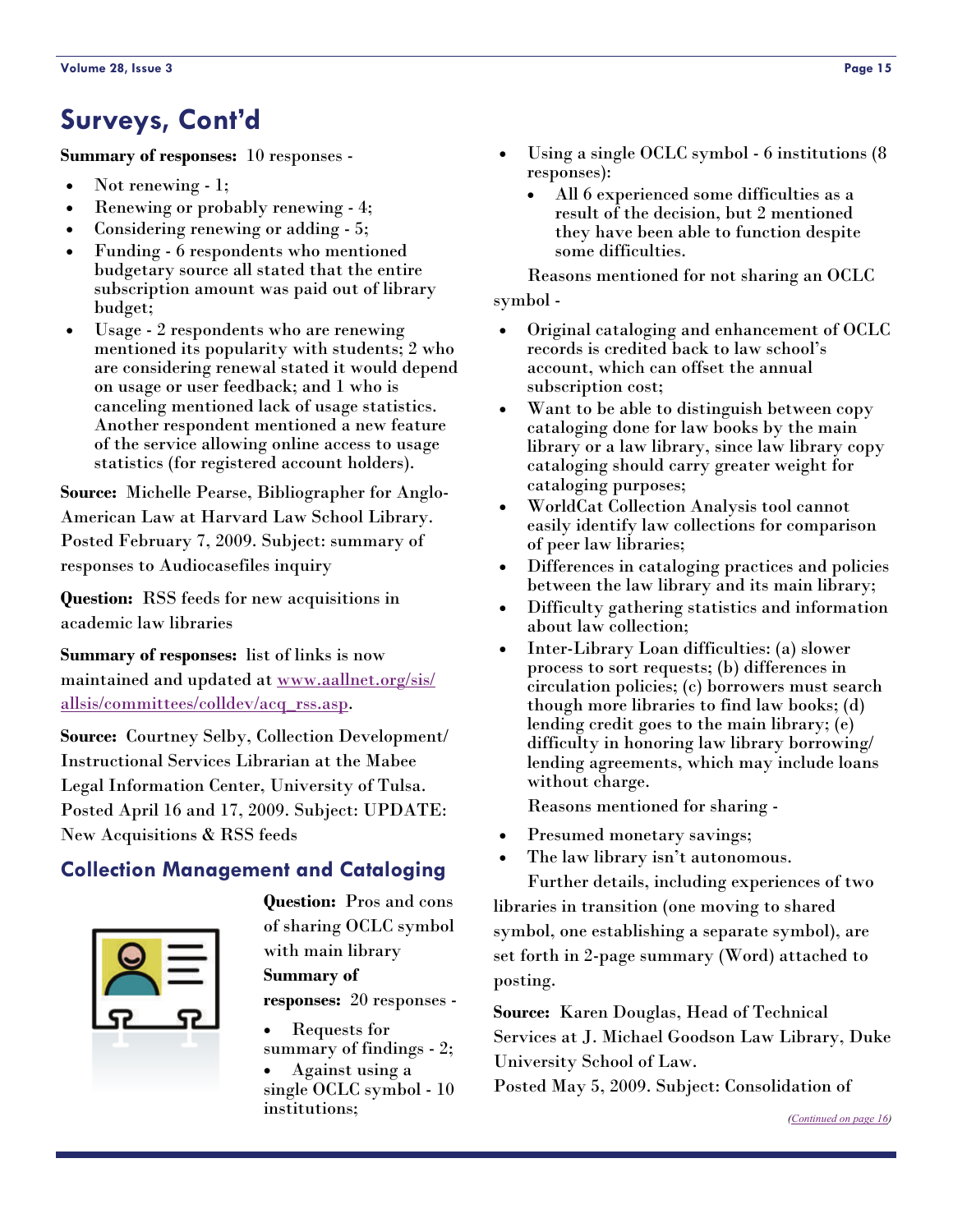# Surveys, Cont'd

**Summary of responses:** 10 responses -

- Not renewing - 1;
- Renewing or probably renewing - 4;
- Considering renewing or adding - 5;
- Funding - 6 respondents who mentioned budgetary source all stated that the entire subscription amount was paid out of library budget;
- Usage - 2 respondents who are renewing mentioned its popularity with students; 2 who are considering renewal stated it would depend on usage or user feedback; and 1 who is canceling mentioned lack of usage statistics. Another respondent mentioned a new feature of the service allowing online access to usage statistics (for registered account holders).

**Source:** Michelle Pearse, Bibliographer for Anglo-American Law at Harvard Law School Library. Posted February 7, 2009. Subject: summary of responses to Audiocasefiles inquiry

**Question:** RSS feeds for new acquisitions in academic law libraries

**Summary of responses:** list of links is now maintained and updated at [www.aallnet.org/sis/allsis/committees/colldev/acq_rss.asp](www.aallnet.org/sis/allsis/committees/colldev/acq_rss.asp).

**Source:** Courtney Selby, Collection Development/ Instructional Services Librarian at the Mabee Legal Information Center, University of Tulsa. Posted April 16 and 17, 2009. Subject: UPDATE: New Acquisitions & RSS feeds

## Collection Management and Cataloging

**Question:** Pros and cons of sharing OCLC symbol with main library

**Summary of responses:** 20 responses -

- Requests for summary of findings - 2;
- Against using a single OCLC symbol - 10 institutions;
- Using a single OCLC symbol - 6 institutions (8 responses):
  - All 6 experienced some difficulties as a result of the decision, but 2 mentioned they have been able to function despite some difficulties.

Reasons mentioned for not sharing an OCLC symbol -

- Original cataloging and enhancement of OCLC records is credited back to law school's account, which can offset the annual subscription cost;
- Want to be able to distinguish between copy cataloging done for law books by the main library or a law library, since law library copy cataloging should carry greater weight for cataloging purposes;
- WorldCat Collection Analysis tool cannot easily identify law collections for comparison of peer law libraries;
- Differences in cataloging practices and policies between the law library and its main library;
- Difficulty gathering statistics and information about law collection;
- Inter-Library Loan difficulties: (a) slower process to sort requests; (b) differences in circulation policies; (c) borrowers must search though more libraries to find law books; (d) lending credit goes to the main library; (e) difficulty in honoring law library borrowing/ lending agreements, which may include loans without charge.

Reasons mentioned for sharing -

- Presumed monetary savings;
- The law library isn't autonomous.

Further details, including experiences of two libraries in transition (one moving to shared symbol, one establishing a separate symbol), are set forth in 2-page summary (Word) attached to posting.

**Source:** Karen Douglas, Head of Technical Services at J. Michael Goodson Law Library, Duke University School of Law.
Posted May 5, 2009. Subject: Consolidation of

*(Continued on page 16)*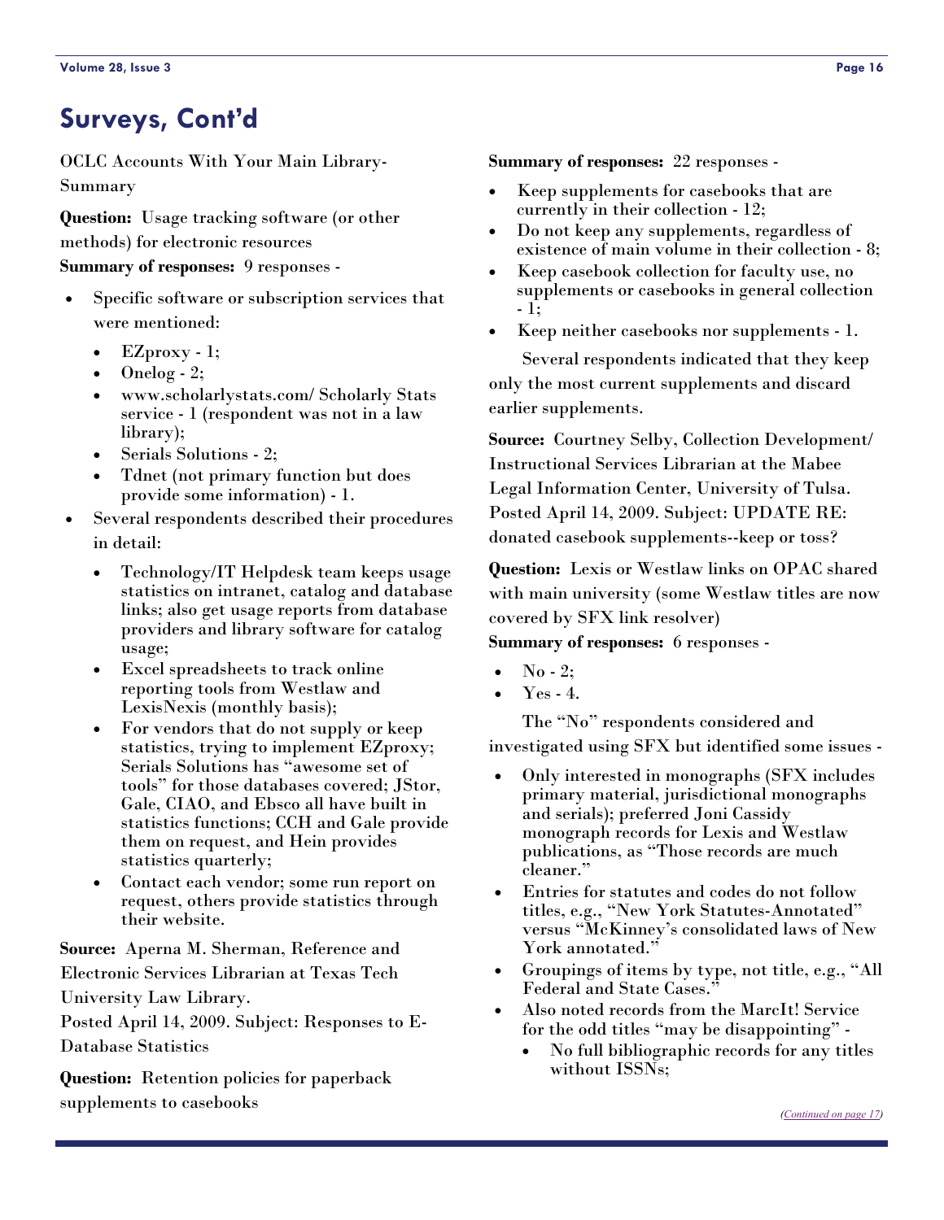## Surveys, Cont'd

OCLC Accounts With Your Main Library-Summary

**Question:** Usage tracking software (or other methods) for electronic resources

**Summary of responses:** 9 responses -

- Specific software or subscription services that were mentioned:
  - EZproxy - 1;
  - Onelog - 2;
  - www.scholarlystats.com/ Scholarly Stats service - 1 (respondent was not in a law library);
  - Serials Solutions - 2;
  - Tdnet (not primary function but does provide some information) - 1.
- Several respondents described their procedures in detail:
  - Technology/IT Helpdesk team keeps usage statistics on intranet, catalog and database links; also get usage reports from database providers and library software for catalog usage;
  - Excel spreadsheets to track online reporting tools from Westlaw and LexisNexis (monthly basis);
  - For vendors that do not supply or keep statistics, trying to implement EZproxy; Serials Solutions has "awesome set of tools" for those databases covered; JStor, Gale, CIAO, and Ebsco all have built in statistics functions; CCH and Gale provide them on request, and Hein provides statistics quarterly;
  - Contact each vendor; some run report on request, others provide statistics through their website.

**Source:** Aperna M. Sherman, Reference and Electronic Services Librarian at Texas Tech University Law Library.
Posted April 14, 2009. Subject: Responses to E-Database Statistics

**Question:** Retention policies for paperback supplements to casebooks

**Summary of responses:** 22 responses -

- Keep supplements for casebooks that are currently in their collection - 12;
- Do not keep any supplements, regardless of existence of main volume in their collection - 8;
- Keep casebook collection for faculty use, no supplements or casebooks in general collection - 1;
- Keep neither casebooks nor supplements - 1.

Several respondents indicated that they keep only the most current supplements and discard earlier supplements.

**Source:** Courtney Selby, Collection Development/ Instructional Services Librarian at the Mabee Legal Information Center, University of Tulsa. Posted April 14, 2009. Subject: UPDATE RE: donated casebook supplements--keep or toss?

**Question:** Lexis or Westlaw links on OPAC shared with main university (some Westlaw titles are now covered by SFX link resolver)

**Summary of responses:** 6 responses -

- No - 2;
- Yes - 4.

The "No" respondents considered and investigated using SFX but identified some issues -

- Only interested in monographs (SFX includes primary material, jurisdictional monographs and serials); preferred Joni Cassidy monograph records for Lexis and Westlaw publications, as "Those records are much cleaner."
- Entries for statutes and codes do not follow titles, e.g., "New York Statutes-Annotated" versus "McKinney's consolidated laws of New York annotated."
- Groupings of items by type, not title, e.g., "All Federal and State Cases."
- Also noted records from the MarcIt! Service for the odd titles "may be disappointing" -
  - No full bibliographic records for any titles without ISSNs;

*(Continued on page 17)*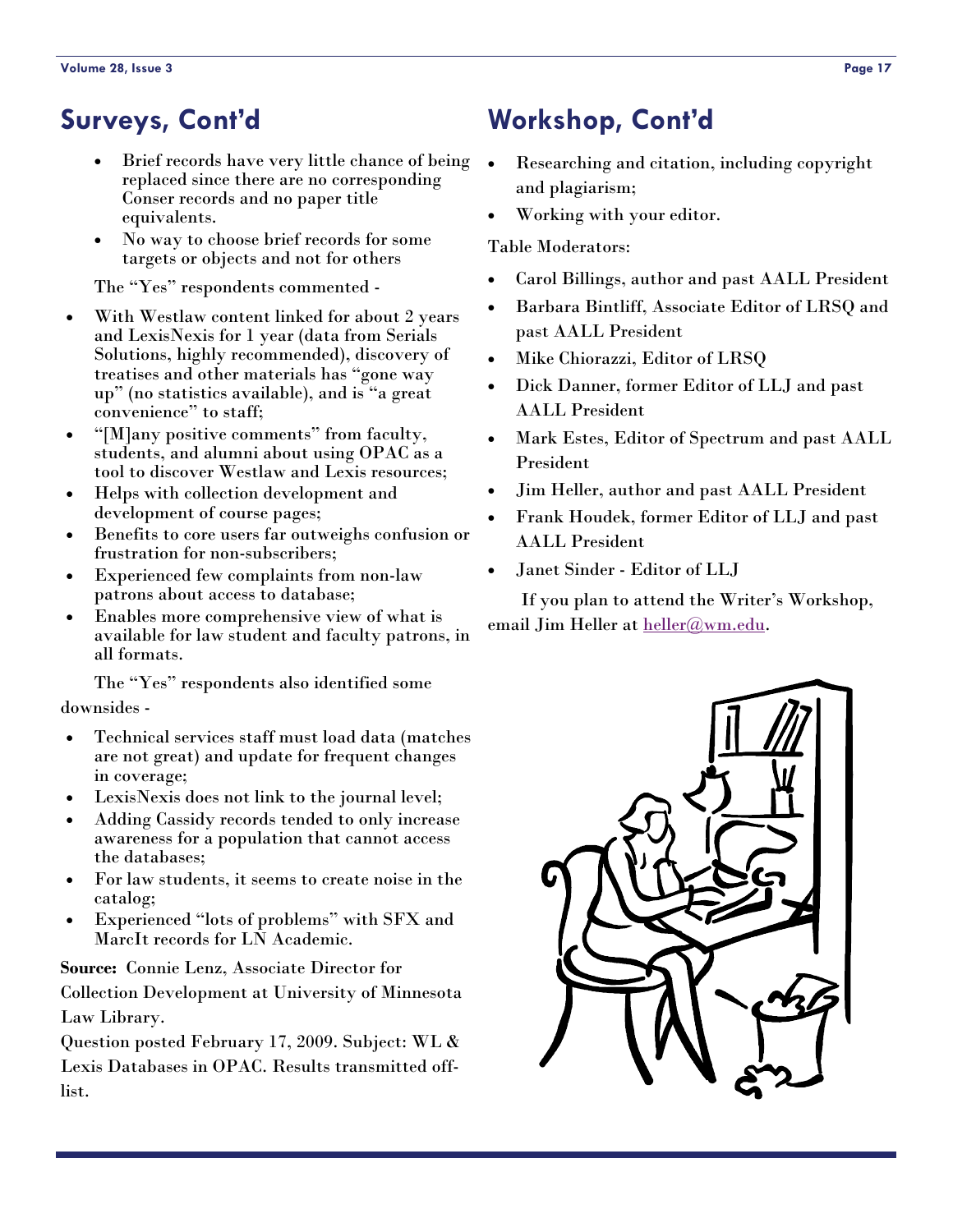## Surveys, Cont'd

- Brief records have very little chance of being replaced since there are no corresponding Conser records and no paper title equivalents.
- No way to choose brief records for some targets or objects and not for others

The "Yes" respondents commented -

- With Westlaw content linked for about 2 years and LexisNexis for 1 year (data from Serials Solutions, highly recommended), discovery of treatises and other materials has "gone way up" (no statistics available), and is "a great convenience" to staff;
- "[M]any positive comments" from faculty, students, and alumni about using OPAC as a tool to discover Westlaw and Lexis resources;
- Helps with collection development and development of course pages;
- Benefits to core users far outweighs confusion or frustration for non-subscribers;
- Experienced few complaints from non-law patrons about access to database;
- Enables more comprehensive view of what is available for law student and faculty patrons, in all formats.

The "Yes" respondents also identified some downsides -

- Technical services staff must load data (matches are not great) and update for frequent changes in coverage;
- LexisNexis does not link to the journal level;
- Adding Cassidy records tended to only increase awareness for a population that cannot access the databases;
- For law students, it seems to create noise in the catalog;
- Experienced "lots of problems" with SFX and MarcIt records for LN Academic.

**Source:** Connie Lenz, Associate Director for Collection Development at University of Minnesota Law Library.

Question posted February 17, 2009. Subject: WL & Lexis Databases in OPAC. Results transmitted off-list.

## Workshop, Cont'd

- Researching and citation, including copyright and plagiarism;
- Working with your editor.

Table Moderators:

- Carol Billings, author and past AALL President
- Barbara Bintliff, Associate Editor of LRSQ and past AALL President
- Mike Chiorazzi, Editor of LRSQ
- Dick Danner, former Editor of LLJ and past AALL President
- Mark Estes, Editor of Spectrum and past AALL President
- Jim Heller, author and past AALL President
- Frank Houdek, former Editor of LLJ and past AALL President
- Janet Sinder - Editor of LLJ

If you plan to attend the Writer's Workshop, email Jim Heller at heller@wm.edu.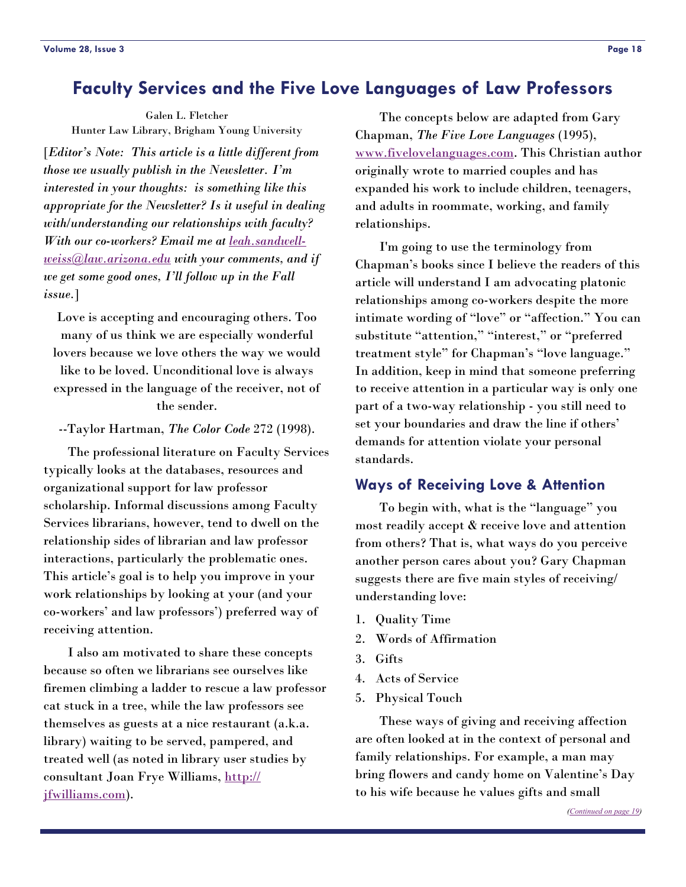# Faculty Services and the Five Love Languages of Law Professors

Galen L. Fletcher
Hunter Law Library, Brigham Young University

[*Editor's Note: This article is a little different from those we usually publish in the Newsletter. I'm interested in your thoughts: is something like this appropriate for the Newsletter? Is it useful in dealing with/understanding our relationships with faculty? With our co-workers? Email me at [leah.sandwell-weiss@law.arizona.edu](mailto:leah.sandwell-weiss@law.arizona.edu) with your comments, and if we get some good ones, I'll follow up in the Fall issue.*]

Love is accepting and encouraging others. Too many of us think we are especially wonderful lovers because we love others the way we would like to be loved. Unconditional love is always expressed in the language of the receiver, not of the sender.

--Taylor Hartman, *The Color Code* 272 (1998).

The professional literature on Faculty Services typically looks at the databases, resources and organizational support for law professor scholarship. Informal discussions among Faculty Services librarians, however, tend to dwell on the relationship sides of librarian and law professor interactions, particularly the problematic ones. This article's goal is to help you improve in your work relationships by looking at your (and your co-workers' and law professors') preferred way of receiving attention.

I also am motivated to share these concepts because so often we librarians see ourselves like firemen climbing a ladder to rescue a law professor cat stuck in a tree, while the law professors see themselves as guests at a nice restaurant (a.k.a. library) waiting to be served, pampered, and treated well (as noted in library user studies by consultant Joan Frye Williams, [http://jfwilliams.com](http://jfwilliams.com)).

The concepts below are adapted from Gary Chapman, *The Five Love Languages* (1995), [www.fivelovelanguages.com](http://www.fivelovelanguages.com). This Christian author originally wrote to married couples and has expanded his work to include children, teenagers, and adults in roommate, working, and family relationships.

I'm going to use the terminology from Chapman's books since I believe the readers of this article will understand I am advocating platonic relationships among co-workers despite the more intimate wording of "love" or "affection." You can substitute "attention," "interest," or "preferred treatment style" for Chapman's "love language." In addition, keep in mind that someone preferring to receive attention in a particular way is only one part of a two-way relationship - you still need to set your boundaries and draw the line if others' demands for attention violate your personal standards.

## Ways of Receiving Love & Attention

To begin with, what is the "language" you most readily accept & receive love and attention from others? That is, what ways do you perceive another person cares about you? Gary Chapman suggests there are five main styles of receiving/understanding love:

1. Quality Time
2. Words of Affirmation
3. Gifts
4. Acts of Service
5. Physical Touch

These ways of giving and receiving affection are often looked at in the context of personal and family relationships. For example, a man may bring flowers and candy home on Valentine's Day to his wife because he values gifts and small

*(Continued on page 19)*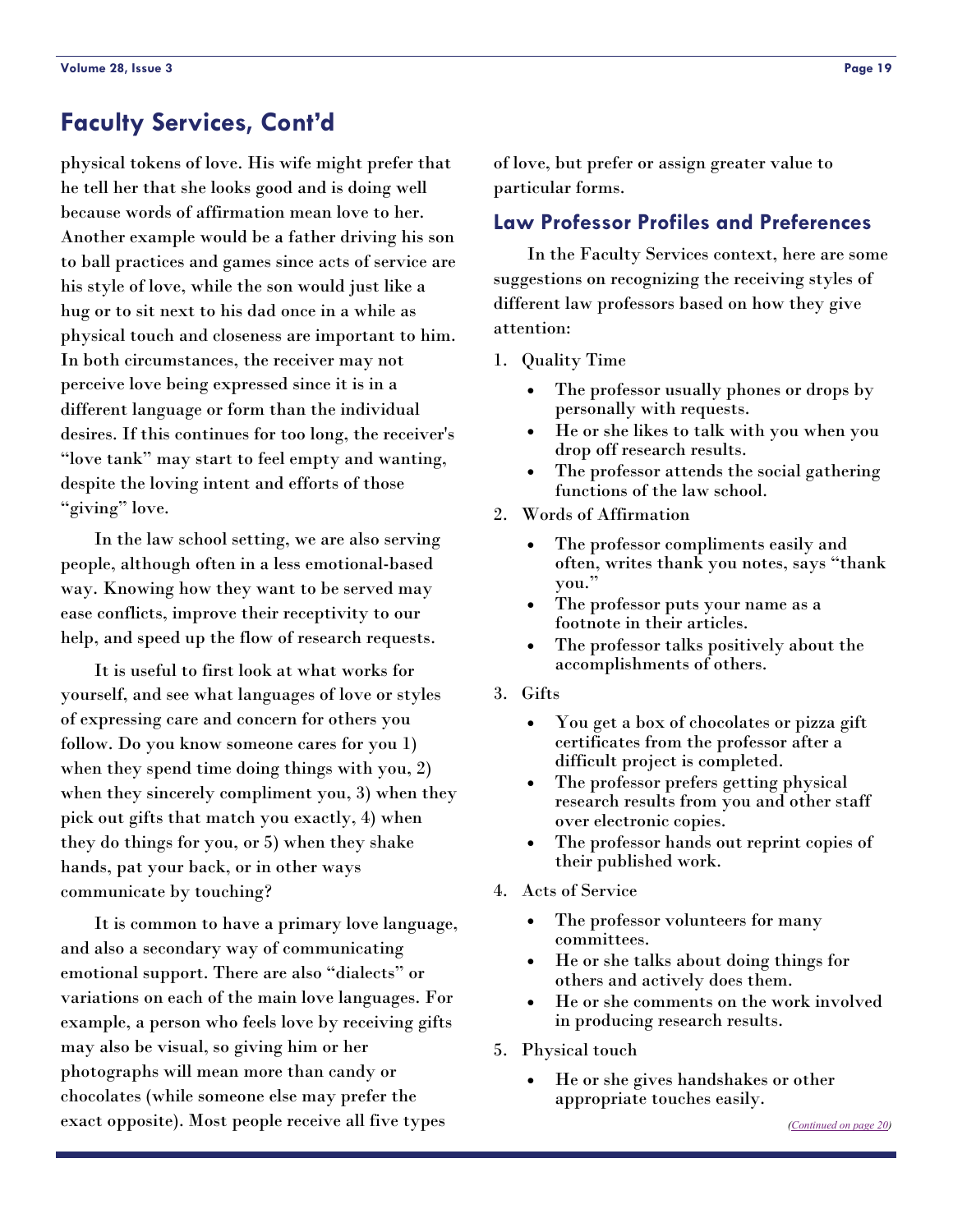## Faculty Services, Cont'd

physical tokens of love. His wife might prefer that he tell her that she looks good and is doing well because words of affirmation mean love to her. Another example would be a father driving his son to ball practices and games since acts of service are his style of love, while the son would just like a hug or to sit next to his dad once in a while as physical touch and closeness are important to him. In both circumstances, the receiver may not perceive love being expressed since it is in a different language or form than the individual desires. If this continues for too long, the receiver's "love tank" may start to feel empty and wanting, despite the loving intent and efforts of those "giving" love.

In the law school setting, we are also serving people, although often in a less emotional-based way. Knowing how they want to be served may ease conflicts, improve their receptivity to our help, and speed up the flow of research requests.

It is useful to first look at what works for yourself, and see what languages of love or styles of expressing care and concern for others you follow. Do you know someone cares for you 1) when they spend time doing things with you, 2) when they sincerely compliment you, 3) when they pick out gifts that match you exactly, 4) when they do things for you, or 5) when they shake hands, pat your back, or in other ways communicate by touching?

It is common to have a primary love language, and also a secondary way of communicating emotional support. There are also "dialects" or variations on each of the main love languages. For example, a person who feels love by receiving gifts may also be visual, so giving him or her photographs will mean more than candy or chocolates (while someone else may prefer the exact opposite). Most people receive all five types of love, but prefer or assign greater value to particular forms.

### Law Professor Profiles and Preferences

In the Faculty Services context, here are some suggestions on recognizing the receiving styles of different law professors based on how they give attention:

1. Quality Time
   - The professor usually phones or drops by personally with requests.
   - He or she likes to talk with you when you drop off research results.
   - The professor attends the social gathering functions of the law school.
2. Words of Affirmation
   - The professor compliments easily and often, writes thank you notes, says "thank you."
   - The professor puts your name as a footnote in their articles.
   - The professor talks positively about the accomplishments of others.
3. Gifts
   - You get a box of chocolates or pizza gift certificates from the professor after a difficult project is completed.
   - The professor prefers getting physical research results from you and other staff over electronic copies.
   - The professor hands out reprint copies of their published work.
4. Acts of Service
   - The professor volunteers for many committees.
   - He or she talks about doing things for others and actively does them.
   - He or she comments on the work involved in producing research results.
5. Physical touch
   - He or she gives handshakes or other appropriate touches easily.

*(Continued on page 20)*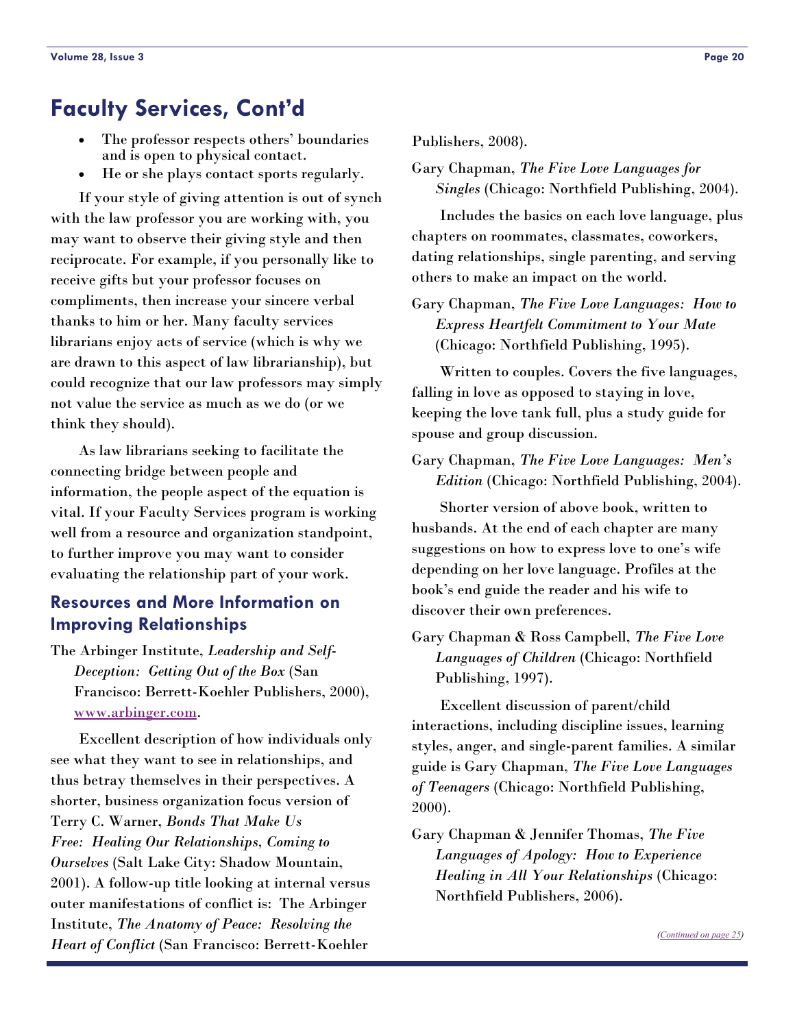## Faculty Services, Cont'd

- The professor respects others' boundaries and is open to physical contact.
- He or she plays contact sports regularly.

If your style of giving attention is out of synch with the law professor you are working with, you may want to observe their giving style and then reciprocate. For example, if you personally like to receive gifts but your professor focuses on compliments, then increase your sincere verbal thanks to him or her. Many faculty services librarians enjoy acts of service (which is why we are drawn to this aspect of law librarianship), but could recognize that our law professors may simply not value the service as much as we do (or we think they should).

As law librarians seeking to facilitate the connecting bridge between people and information, the people aspect of the equation is vital. If your Faculty Services program is working well from a resource and organization standpoint, to further improve you may want to consider evaluating the relationship part of your work.

### Resources and More Information on Improving Relationships

The Arbinger Institute, *Leadership and Self-Deception: Getting Out of the Box* (San Francisco: Berrett-Koehler Publishers, 2000), www.arbinger.com.

Excellent description of how individuals only see what they want to see in relationships, and thus betray themselves in their perspectives. A shorter, business organization focus version of Terry C. Warner, *Bonds That Make Us Free: Healing Our Relationships, Coming to Ourselves* (Salt Lake City: Shadow Mountain, 2001). A follow-up title looking at internal versus outer manifestations of conflict is: The Arbinger Institute, *The Anatomy of Peace: Resolving the Heart of Conflict* (San Francisco: Berrett-Koehler Publishers, 2008).

Gary Chapman, *The Five Love Languages for Singles* (Chicago: Northfield Publishing, 2004).

Includes the basics on each love language, plus chapters on roommates, classmates, coworkers, dating relationships, single parenting, and serving others to make an impact on the world.

Gary Chapman, *The Five Love Languages: How to Express Heartfelt Commitment to Your Mate* (Chicago: Northfield Publishing, 1995).

Written to couples. Covers the five languages, falling in love as opposed to staying in love, keeping the love tank full, plus a study guide for spouse and group discussion.

Gary Chapman, *The Five Love Languages: Men's Edition* (Chicago: Northfield Publishing, 2004).

Shorter version of above book, written to husbands. At the end of each chapter are many suggestions on how to express love to one's wife depending on her love language. Profiles at the book's end guide the reader and his wife to discover their own preferences.

Gary Chapman & Ross Campbell, *The Five Love Languages of Children* (Chicago: Northfield Publishing, 1997).

Excellent discussion of parent/child interactions, including discipline issues, learning styles, anger, and single-parent families. A similar guide is Gary Chapman, *The Five Love Languages of Teenagers* (Chicago: Northfield Publishing, 2000).

Gary Chapman & Jennifer Thomas, *The Five Languages of Apology: How to Experience Healing in All Your Relationships* (Chicago: Northfield Publishers, 2006).

*(Continued on page 25)*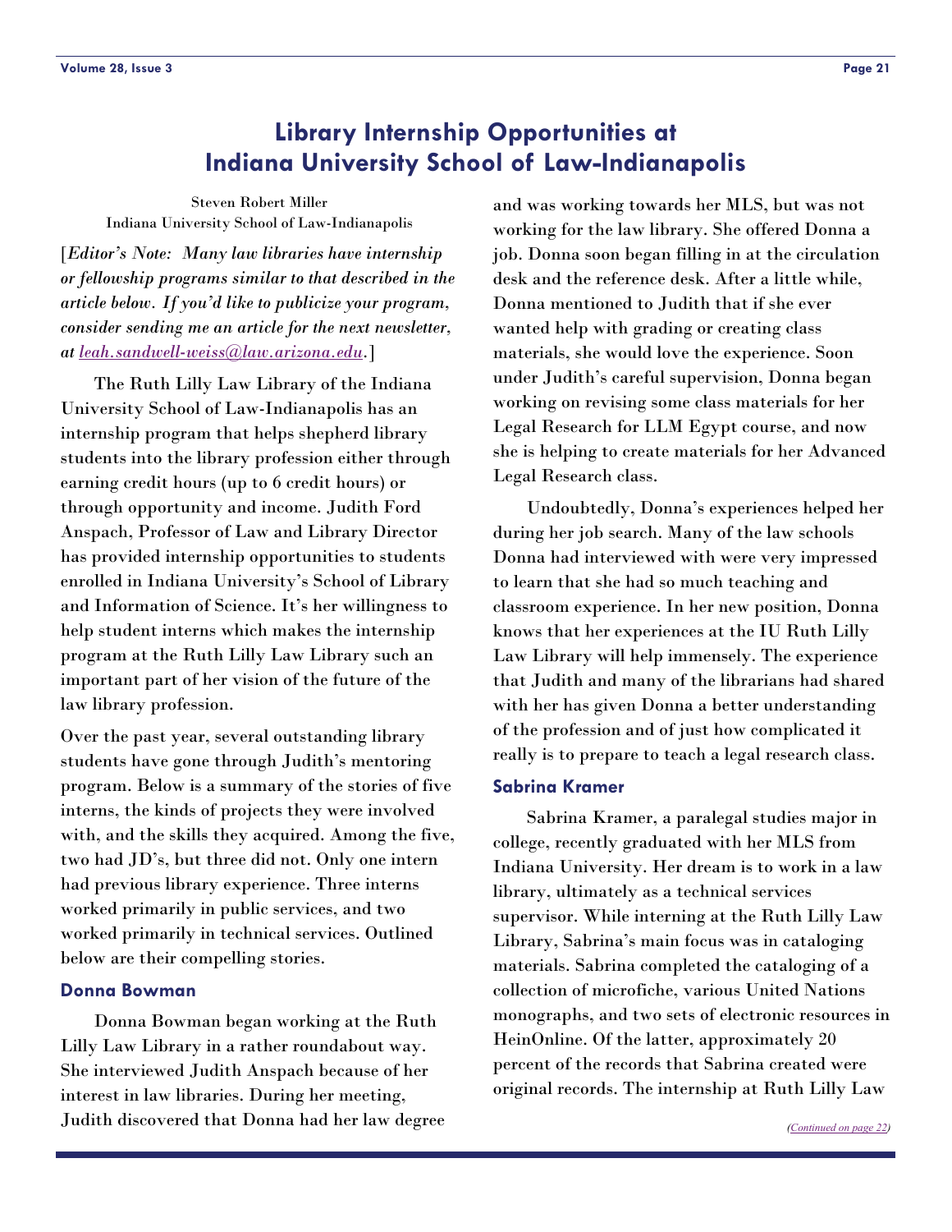# Library Internship Opportunities at Indiana University School of Law-Indianapolis

Steven Robert Miller
Indiana University School of Law-Indianapolis

[*Editor's Note: Many law libraries have internship or fellowship programs similar to that described in the article below. If you'd like to publicize your program, consider sending me an article for the next newsletter, at leah.sandwell-weiss@law.arizona.edu.*]

The Ruth Lilly Law Library of the Indiana University School of Law-Indianapolis has an internship program that helps shepherd library students into the library profession either through earning credit hours (up to 6 credit hours) or through opportunity and income. Judith Ford Anspach, Professor of Law and Library Director has provided internship opportunities to students enrolled in Indiana University's School of Library and Information of Science. It's her willingness to help student interns which makes the internship program at the Ruth Lilly Law Library such an important part of her vision of the future of the law library profession.

Over the past year, several outstanding library students have gone through Judith's mentoring program. Below is a summary of the stories of five interns, the kinds of projects they were involved with, and the skills they acquired. Among the five, two had JD's, but three did not. Only one intern had previous library experience. Three interns worked primarily in public services, and two worked primarily in technical services. Outlined below are their compelling stories.

### Donna Bowman

Donna Bowman began working at the Ruth Lilly Law Library in a rather roundabout way. She interviewed Judith Anspach because of her interest in law libraries. During her meeting, Judith discovered that Donna had her law degree and was working towards her MLS, but was not working for the law library. She offered Donna a job. Donna soon began filling in at the circulation desk and the reference desk. After a little while, Donna mentioned to Judith that if she ever wanted help with grading or creating class materials, she would love the experience. Soon under Judith's careful supervision, Donna began working on revising some class materials for her Legal Research for LLM Egypt course, and now she is helping to create materials for her Advanced Legal Research class.

Undoubtedly, Donna's experiences helped her during her job search. Many of the law schools Donna had interviewed with were very impressed to learn that she had so much teaching and classroom experience. In her new position, Donna knows that her experiences at the IU Ruth Lilly Law Library will help immensely. The experience that Judith and many of the librarians had shared with her has given Donna a better understanding of the profession and of just how complicated it really is to prepare to teach a legal research class.

### Sabrina Kramer

Sabrina Kramer, a paralegal studies major in college, recently graduated with her MLS from Indiana University. Her dream is to work in a law library, ultimately as a technical services supervisor. While interning at the Ruth Lilly Law Library, Sabrina's main focus was in cataloging materials. Sabrina completed the cataloging of a collection of microfiche, various United Nations monographs, and two sets of electronic resources in HeinOnline. Of the latter, approximately 20 percent of the records that Sabrina created were original records. The internship at Ruth Lilly Law

*(Continued on page 22)*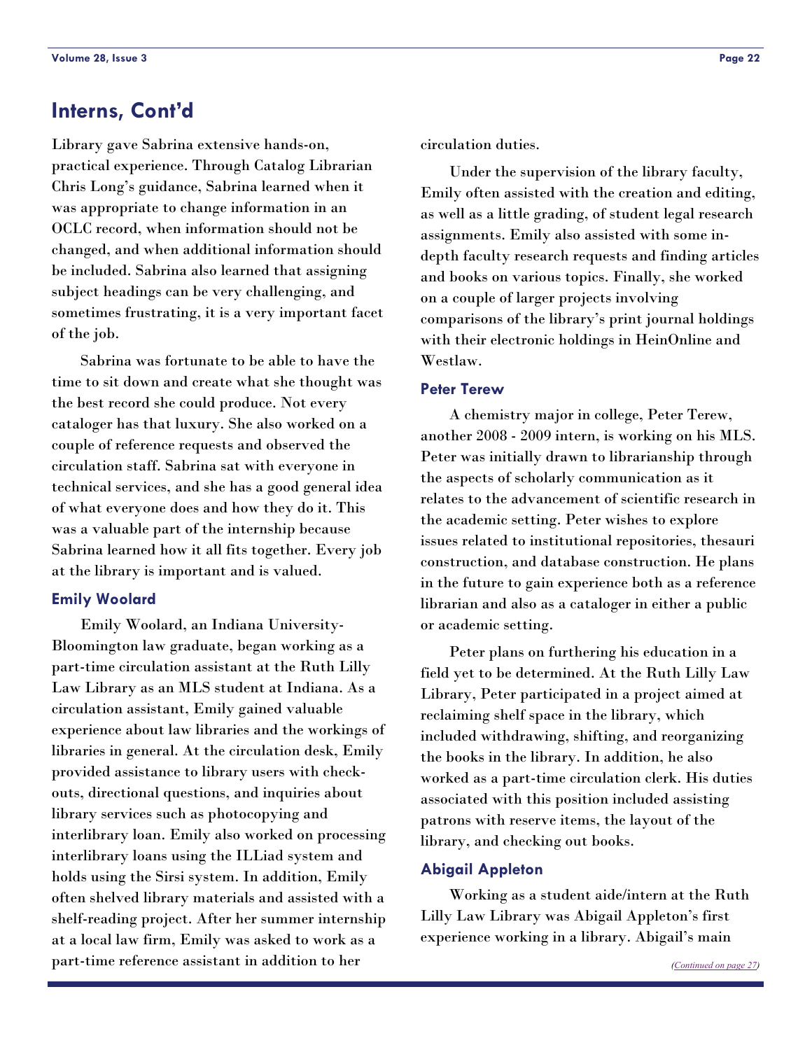## Interns, Cont'd

Library gave Sabrina extensive hands-on, practical experience. Through Catalog Librarian Chris Long's guidance, Sabrina learned when it was appropriate to change information in an OCLC record, when information should not be changed, and when additional information should be included. Sabrina also learned that assigning subject headings can be very challenging, and sometimes frustrating, it is a very important facet of the job.

Sabrina was fortunate to be able to have the time to sit down and create what she thought was the best record she could produce. Not every cataloger has that luxury. She also worked on a couple of reference requests and observed the circulation staff. Sabrina sat with everyone in technical services, and she has a good general idea of what everyone does and how they do it. This was a valuable part of the internship because Sabrina learned how it all fits together. Every job at the library is important and is valued.

### Emily Woolard

Emily Woolard, an Indiana University-Bloomington law graduate, began working as a part-time circulation assistant at the Ruth Lilly Law Library as an MLS student at Indiana. As a circulation assistant, Emily gained valuable experience about law libraries and the workings of libraries in general. At the circulation desk, Emily provided assistance to library users with check-outs, directional questions, and inquiries about library services such as photocopying and interlibrary loan. Emily also worked on processing interlibrary loans using the ILLiad system and holds using the Sirsi system. In addition, Emily often shelved library materials and assisted with a shelf-reading project. After her summer internship at a local law firm, Emily was asked to work as a part-time reference assistant in addition to her circulation duties.

Under the supervision of the library faculty, Emily often assisted with the creation and editing, as well as a little grading, of student legal research assignments. Emily also assisted with some in-depth faculty research requests and finding articles and books on various topics. Finally, she worked on a couple of larger projects involving comparisons of the library's print journal holdings with their electronic holdings in HeinOnline and Westlaw.

### Peter Terew

A chemistry major in college, Peter Terew, another 2008 - 2009 intern, is working on his MLS. Peter was initially drawn to librarianship through the aspects of scholarly communication as it relates to the advancement of scientific research in the academic setting. Peter wishes to explore issues related to institutional repositories, thesauri construction, and database construction. He plans in the future to gain experience both as a reference librarian and also as a cataloger in either a public or academic setting.

Peter plans on furthering his education in a field yet to be determined. At the Ruth Lilly Law Library, Peter participated in a project aimed at reclaiming shelf space in the library, which included withdrawing, shifting, and reorganizing the books in the library. In addition, he also worked as a part-time circulation clerk. His duties associated with this position included assisting patrons with reserve items, the layout of the library, and checking out books.

### Abigail Appleton

Working as a student aide/intern at the Ruth Lilly Law Library was Abigail Appleton's first experience working in a library. Abigail's main

*(Continued on page 27)*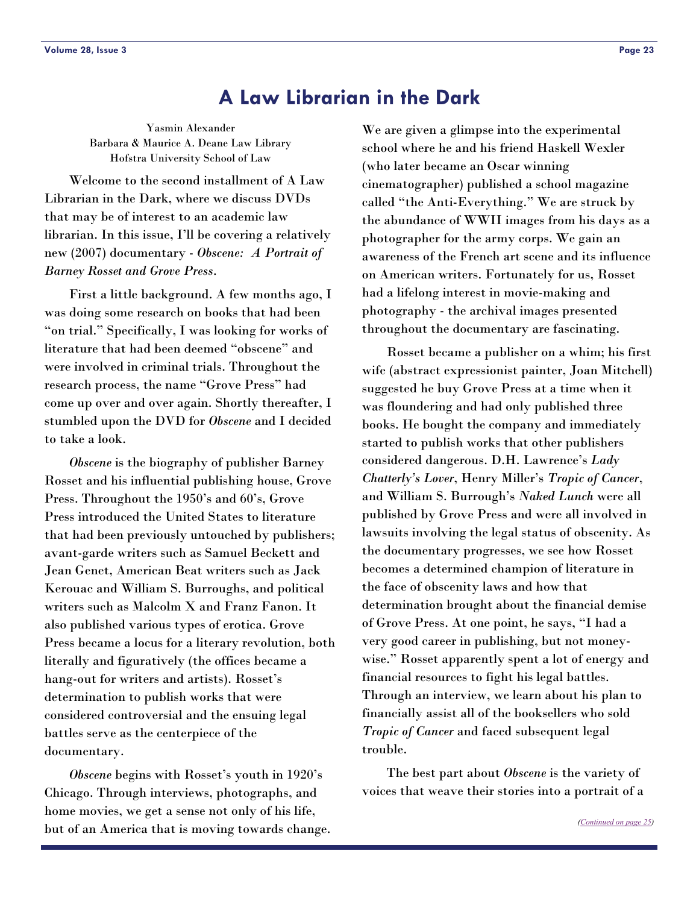# A Law Librarian in the Dark

Yasmin Alexander
Barbara & Maurice A. Deane Law Library
Hofstra University School of Law

Welcome to the second installment of A Law Librarian in the Dark, where we discuss DVDs that may be of interest to an academic law librarian. In this issue, I'll be covering a relatively new (2007) documentary - *Obscene: A Portrait of Barney Rosset and Grove Press*.

First a little background. A few months ago, I was doing some research on books that had been "on trial." Specifically, I was looking for works of literature that had been deemed "obscene" and were involved in criminal trials. Throughout the research process, the name "Grove Press" had come up over and over again. Shortly thereafter, I stumbled upon the DVD for *Obscene* and I decided to take a look.

*Obscene* is the biography of publisher Barney Rosset and his influential publishing house, Grove Press. Throughout the 1950's and 60's, Grove Press introduced the United States to literature that had been previously untouched by publishers; avant-garde writers such as Samuel Beckett and Jean Genet, American Beat writers such as Jack Kerouac and William S. Burroughs, and political writers such as Malcolm X and Franz Fanon. It also published various types of erotica. Grove Press became a locus for a literary revolution, both literally and figuratively (the offices became a hang-out for writers and artists). Rosset's determination to publish works that were considered controversial and the ensuing legal battles serve as the centerpiece of the documentary.

*Obscene* begins with Rosset's youth in 1920's Chicago. Through interviews, photographs, and home movies, we get a sense not only of his life, but of an America that is moving towards change. We are given a glimpse into the experimental school where he and his friend Haskell Wexler (who later became an Oscar winning cinematographer) published a school magazine called "the Anti-Everything." We are struck by the abundance of WWII images from his days as a photographer for the army corps. We gain an awareness of the French art scene and its influence on American writers. Fortunately for us, Rosset had a lifelong interest in movie-making and photography - the archival images presented throughout the documentary are fascinating.

Rosset became a publisher on a whim; his first wife (abstract expressionist painter, Joan Mitchell) suggested he buy Grove Press at a time when it was floundering and had only published three books. He bought the company and immediately started to publish works that other publishers considered dangerous. D.H. Lawrence's *Lady Chatterly's Lover*, Henry Miller's *Tropic of Cancer*, and William S. Burrough's *Naked Lunch* were all published by Grove Press and were all involved in lawsuits involving the legal status of obscenity. As the documentary progresses, we see how Rosset becomes a determined champion of literature in the face of obscenity laws and how that determination brought about the financial demise of Grove Press. At one point, he says, "I had a very good career in publishing, but not money-wise." Rosset apparently spent a lot of energy and financial resources to fight his legal battles. Through an interview, we learn about his plan to financially assist all of the booksellers who sold *Tropic of Cancer* and faced subsequent legal trouble.

The best part about *Obscene* is the variety of voices that weave their stories into a portrait of a

*(Continued on page 25)*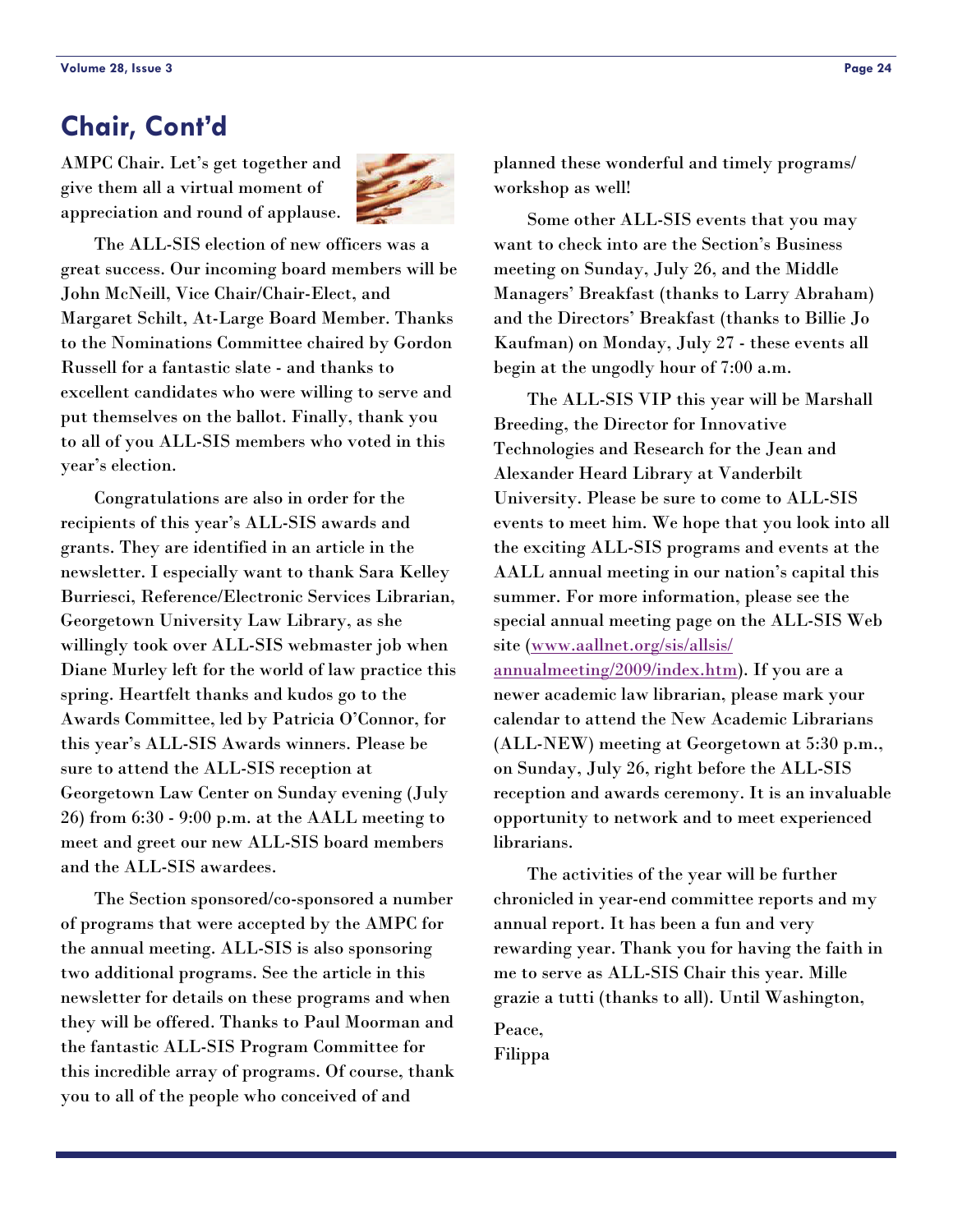## Chair, Cont'd

AMPC Chair. Let's get together and give them all a virtual moment of appreciation and round of applause.

The ALL-SIS election of new officers was a great success. Our incoming board members will be John McNeill, Vice Chair/Chair-Elect, and Margaret Schilt, At-Large Board Member. Thanks to the Nominations Committee chaired by Gordon Russell for a fantastic slate - and thanks to excellent candidates who were willing to serve and put themselves on the ballot. Finally, thank you to all of you ALL-SIS members who voted in this year's election.

Congratulations are also in order for the recipients of this year's ALL-SIS awards and grants. They are identified in an article in the newsletter. I especially want to thank Sara Kelley Burriesci, Reference/Electronic Services Librarian, Georgetown University Law Library, as she willingly took over ALL-SIS webmaster job when Diane Murley left for the world of law practice this spring. Heartfelt thanks and kudos go to the Awards Committee, led by Patricia O'Connor, for this year's ALL-SIS Awards winners. Please be sure to attend the ALL-SIS reception at Georgetown Law Center on Sunday evening (July 26) from 6:30 - 9:00 p.m. at the AALL meeting to meet and greet our new ALL-SIS board members and the ALL-SIS awardees.

The Section sponsored/co-sponsored a number of programs that were accepted by the AMPC for the annual meeting. ALL-SIS is also sponsoring two additional programs. See the article in this newsletter for details on these programs and when they will be offered. Thanks to Paul Moorman and the fantastic ALL-SIS Program Committee for this incredible array of programs. Of course, thank you to all of the people who conceived of and planned these wonderful and timely programs/ workshop as well!

Some other ALL-SIS events that you may want to check into are the Section's Business meeting on Sunday, July 26, and the Middle Managers' Breakfast (thanks to Larry Abraham) and the Directors' Breakfast (thanks to Billie Jo Kaufman) on Monday, July 27 - these events all begin at the ungodly hour of 7:00 a.m.

The ALL-SIS VIP this year will be Marshall Breeding, the Director for Innovative Technologies and Research for the Jean and Alexander Heard Library at Vanderbilt University. Please be sure to come to ALL-SIS events to meet him. We hope that you look into all the exciting ALL-SIS programs and events at the AALL annual meeting in our nation's capital this summer. For more information, please see the special annual meeting page on the ALL-SIS Web site (www.aallnet.org/sis/allsis/annualmeeting/2009/index.htm). If you are a newer academic law librarian, please mark your calendar to attend the New Academic Librarians (ALL-NEW) meeting at Georgetown at 5:30 p.m., on Sunday, July 26, right before the ALL-SIS reception and awards ceremony. It is an invaluable opportunity to network and to meet experienced librarians.

The activities of the year will be further chronicled in year-end committee reports and my annual report. It has been a fun and very rewarding year. Thank you for having the faith in me to serve as ALL-SIS Chair this year. Mille grazie a tutti (thanks to all). Until Washington,

Peace,
Filippa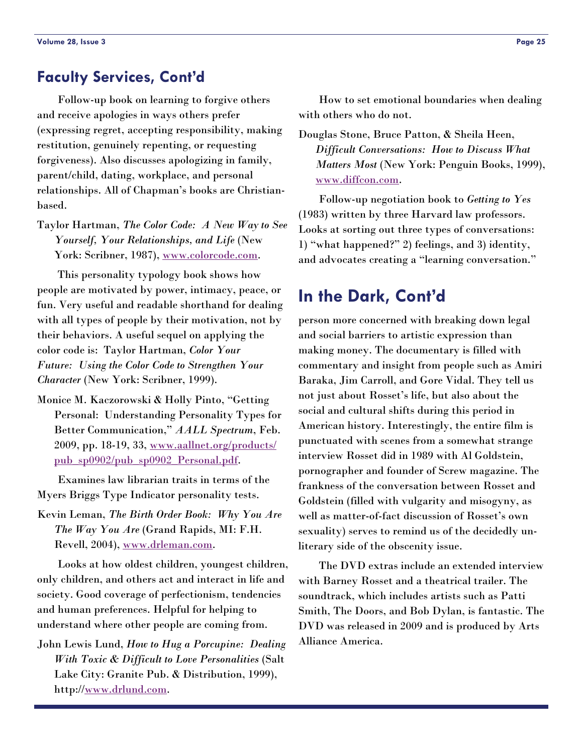## Faculty Services, Cont'd

Follow-up book on learning to forgive others and receive apologies in ways others prefer (expressing regret, accepting responsibility, making restitution, genuinely repenting, or requesting forgiveness). Also discusses apologizing in family, parent/child, dating, workplace, and personal relationships. All of Chapman's books are Christian-based.

Taylor Hartman, *The Color Code: A New Way to See Yourself, Your Relationships, and Life* (New York: Scribner, 1987), www.colorcode.com.

This personality typology book shows how people are motivated by power, intimacy, peace, or fun. Very useful and readable shorthand for dealing with all types of people by their motivation, not by their behaviors. A useful sequel on applying the color code is: Taylor Hartman, *Color Your Future: Using the Color Code to Strengthen Your Character* (New York: Scribner, 1999).

Monice M. Kaczorowski & Holly Pinto, "Getting Personal: Understanding Personality Types for Better Communication," *AALL Spectrum*, Feb. 2009, pp. 18-19, 33, www.aallnet.org/products/pub_sp0902/pub_sp0902_Personal.pdf.

Examines law librarian traits in terms of the Myers Briggs Type Indicator personality tests.

Kevin Leman, *The Birth Order Book: Why You Are The Way You Are* (Grand Rapids, MI: F.H. Revell, 2004), www.drleman.com.

Looks at how oldest children, youngest children, only children, and others act and interact in life and society. Good coverage of perfectionism, tendencies and human preferences. Helpful for helping to understand where other people are coming from.

John Lewis Lund, *How to Hug a Porcupine: Dealing With Toxic & Difficult to Love Personalities* (Salt Lake City: Granite Pub. & Distribution, 1999), http://www.drlund.com.

How to set emotional boundaries when dealing with others who do not.

Douglas Stone, Bruce Patton, & Sheila Heen, *Difficult Conversations: How to Discuss What Matters Most* (New York: Penguin Books, 1999), www.diffcon.com.

Follow-up negotiation book to *Getting to Yes* (1983) written by three Harvard law professors. Looks at sorting out three types of conversations: 1) "what happened?" 2) feelings, and 3) identity, and advocates creating a "learning conversation."

## In the Dark, Cont'd

person more concerned with breaking down legal and social barriers to artistic expression than making money. The documentary is filled with commentary and insight from people such as Amiri Baraka, Jim Carroll, and Gore Vidal. They tell us not just about Rosset's life, but also about the social and cultural shifts during this period in American history. Interestingly, the entire film is punctuated with scenes from a somewhat strange interview Rosset did in 1989 with Al Goldstein, pornographer and founder of Screw magazine. The frankness of the conversation between Rosset and Goldstein (filled with vulgarity and misogyny, as well as matter-of-fact discussion of Rosset's own sexuality) serves to remind us of the decidedly un-literary side of the obscenity issue.

The DVD extras include an extended interview with Barney Rosset and a theatrical trailer. The soundtrack, which includes artists such as Patti Smith, The Doors, and Bob Dylan, is fantastic. The DVD was released in 2009 and is produced by Arts Alliance America.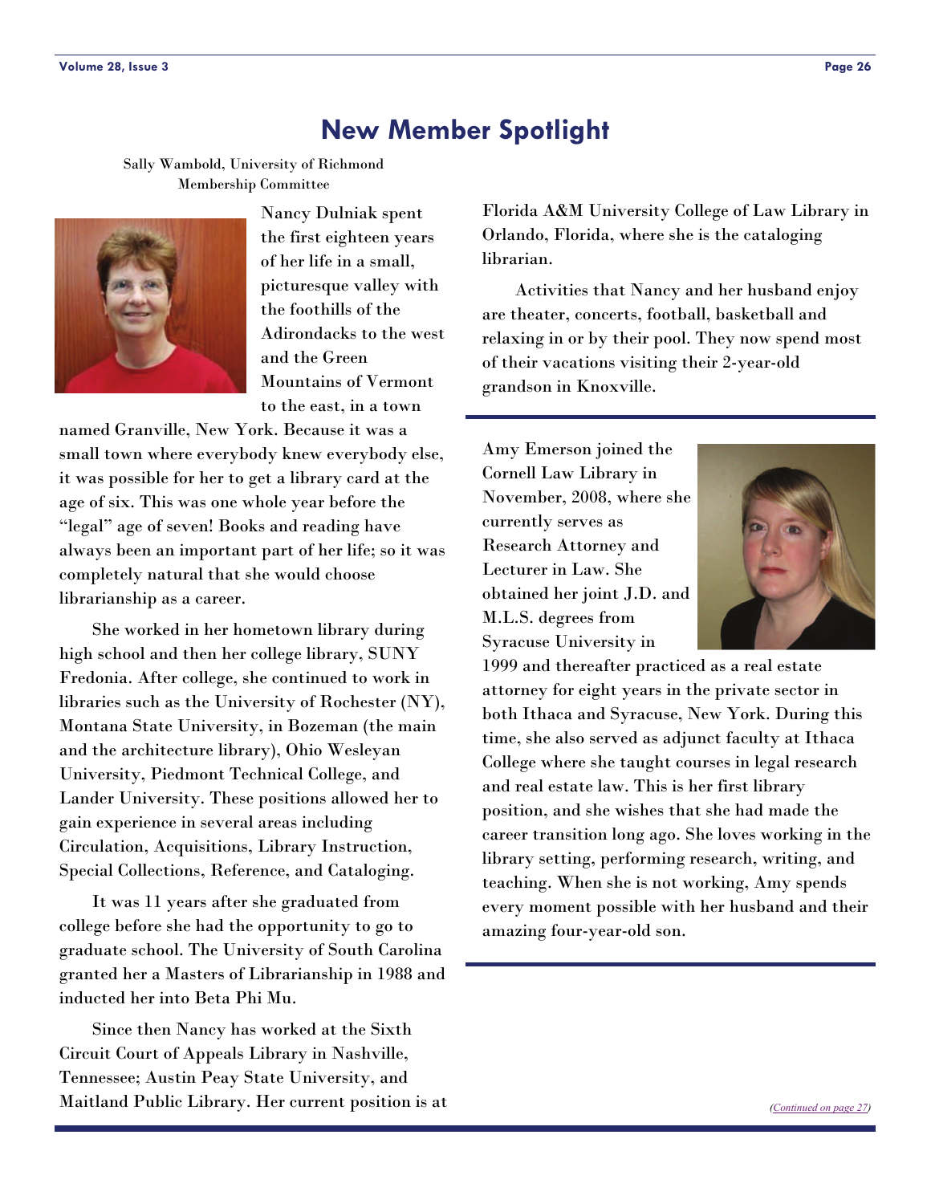# New Member Spotlight

Sally Wambold, University of Richmond
Membership Committee

Nancy Dulniak spent the first eighteen years of her life in a small, picturesque valley with the foothills of the Adirondacks to the west and the Green Mountains of Vermont to the east, in a town named Granville, New York. Because it was a small town where everybody knew everybody else, it was possible for her to get a library card at the age of six. This was one whole year before the "legal" age of seven! Books and reading have always been an important part of her life; so it was completely natural that she would choose librarianship as a career.

She worked in her hometown library during high school and then her college library, SUNY Fredonia. After college, she continued to work in libraries such as the University of Rochester (NY), Montana State University, in Bozeman (the main and the architecture library), Ohio Wesleyan University, Piedmont Technical College, and Lander University. These positions allowed her to gain experience in several areas including Circulation, Acquisitions, Library Instruction, Special Collections, Reference, and Cataloging.

It was 11 years after she graduated from college before she had the opportunity to go to graduate school. The University of South Carolina granted her a Masters of Librarianship in 1988 and inducted her into Beta Phi Mu.

Since then Nancy has worked at the Sixth Circuit Court of Appeals Library in Nashville, Tennessee; Austin Peay State University, and Maitland Public Library. Her current position is at Florida A&M University College of Law Library in Orlando, Florida, where she is the cataloging librarian.

Activities that Nancy and her husband enjoy are theater, concerts, football, basketball and relaxing in or by their pool. They now spend most of their vacations visiting their 2-year-old grandson in Knoxville.

---

Amy Emerson joined the Cornell Law Library in November, 2008, where she currently serves as Research Attorney and Lecturer in Law. She obtained her joint J.D. and M.L.S. degrees from Syracuse University in 1999 and thereafter practiced as a real estate attorney for eight years in the private sector in both Ithaca and Syracuse, New York. During this time, she also served as adjunct faculty at Ithaca College where she taught courses in legal research and real estate law. This is her first library position, and she wishes that she had made the career transition long ago. She loves working in the library setting, performing research, writing, and teaching. When she is not working, Amy spends every moment possible with her husband and their amazing four-year-old son.

---

*(Continued on page 27)*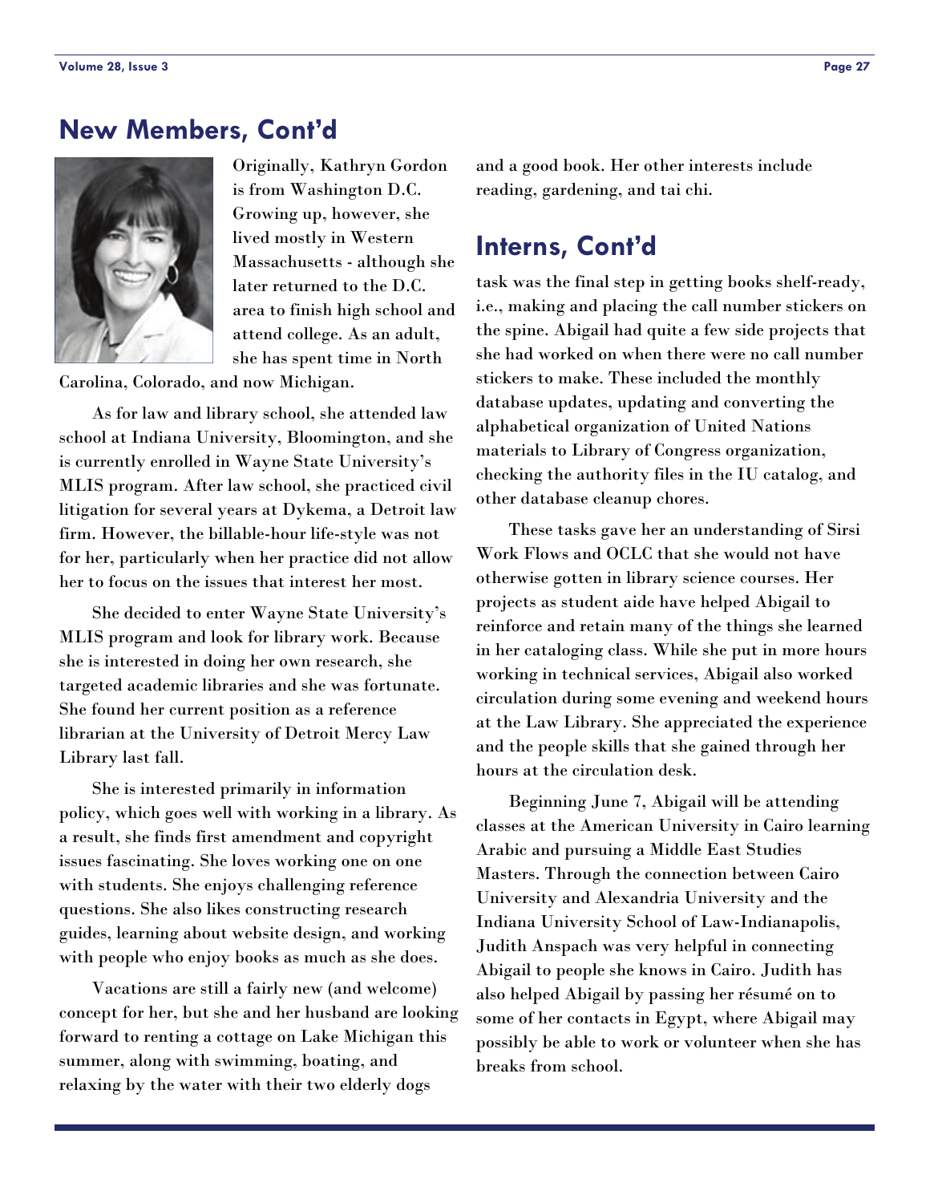## New Members, Cont'd

Originally, Kathryn Gordon is from Washington D.C. Growing up, however, she lived mostly in Western Massachusetts - although she later returned to the D.C. area to finish high school and attend college. As an adult, she has spent time in North Carolina, Colorado, and now Michigan.

As for law and library school, she attended law school at Indiana University, Bloomington, and she is currently enrolled in Wayne State University's MLIS program. After law school, she practiced civil litigation for several years at Dykema, a Detroit law firm. However, the billable-hour life-style was not for her, particularly when her practice did not allow her to focus on the issues that interest her most.

She decided to enter Wayne State University's MLIS program and look for library work. Because she is interested in doing her own research, she targeted academic libraries and she was fortunate. She found her current position as a reference librarian at the University of Detroit Mercy Law Library last fall.

She is interested primarily in information policy, which goes well with working in a library. As a result, she finds first amendment and copyright issues fascinating. She loves working one on one with students. She enjoys challenging reference questions. She also likes constructing research guides, learning about website design, and working with people who enjoy books as much as she does.

Vacations are still a fairly new (and welcome) concept for her, but she and her husband are looking forward to renting a cottage on Lake Michigan this summer, along with swimming, boating, and relaxing by the water with their two elderly dogs and a good book. Her other interests include reading, gardening, and tai chi.

## Interns, Cont'd

task was the final step in getting books shelf-ready, i.e., making and placing the call number stickers on the spine. Abigail had quite a few side projects that she had worked on when there were no call number stickers to make. These included the monthly database updates, updating and converting the alphabetical organization of United Nations materials to Library of Congress organization, checking the authority files in the IU catalog, and other database cleanup chores.

These tasks gave her an understanding of Sirsi Work Flows and OCLC that she would not have otherwise gotten in library science courses. Her projects as student aide have helped Abigail to reinforce and retain many of the things she learned in her cataloging class. While she put in more hours working in technical services, Abigail also worked circulation during some evening and weekend hours at the Law Library. She appreciated the experience and the people skills that she gained through her hours at the circulation desk.

Beginning June 7, Abigail will be attending classes at the American University in Cairo learning Arabic and pursuing a Middle East Studies Masters. Through the connection between Cairo University and Alexandria University and the Indiana University School of Law-Indianapolis, Judith Anspach was very helpful in connecting Abigail to people she knows in Cairo. Judith has also helped Abigail by passing her résumé on to some of her contacts in Egypt, where Abigail may possibly be able to work or volunteer when she has breaks from school.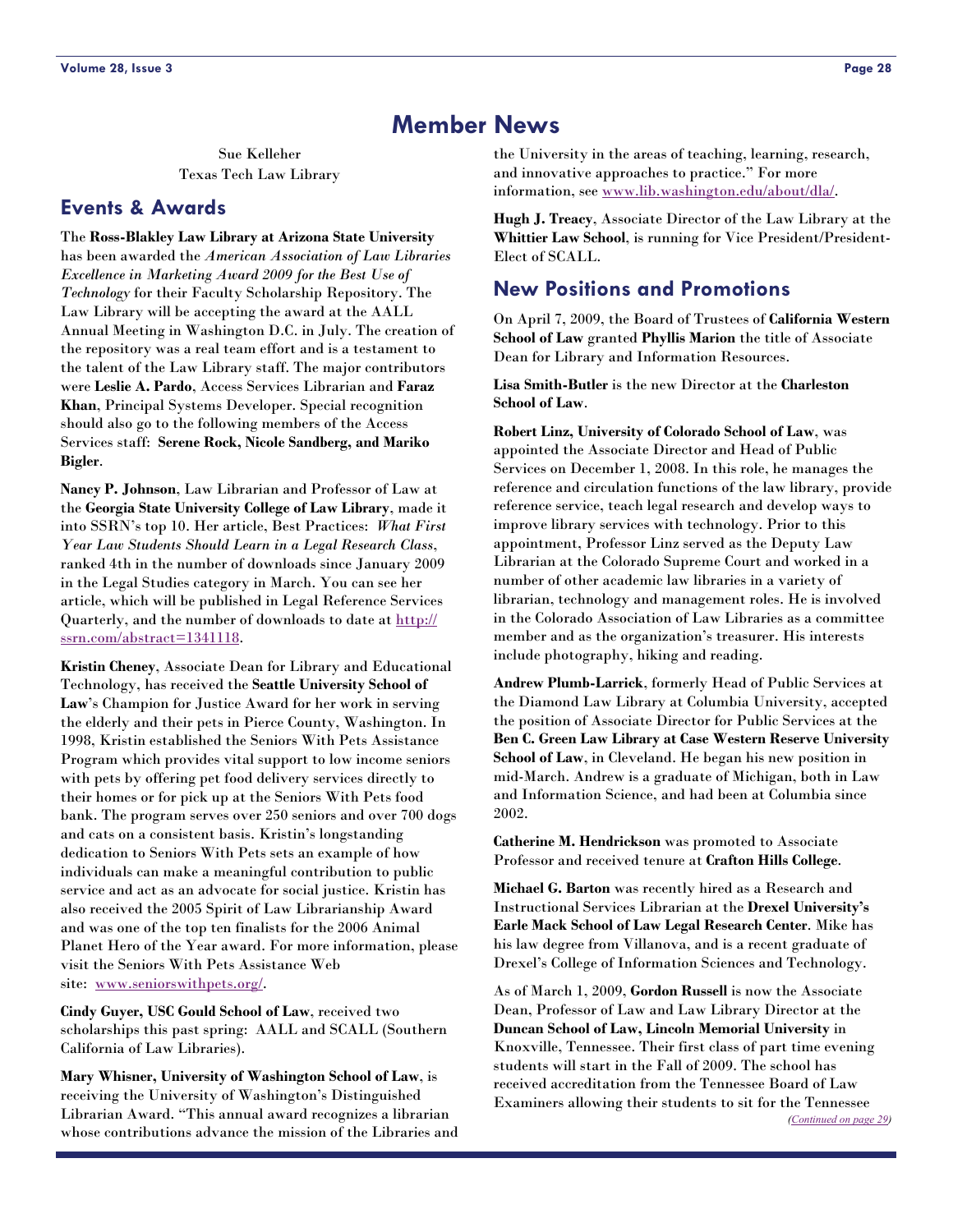# Member News

Sue Kelleher
Texas Tech Law Library

## Events & Awards

The **Ross-Blakley Law Library at Arizona State University** has been awarded the *American Association of Law Libraries Excellence in Marketing Award 2009 for the Best Use of Technology* for their Faculty Scholarship Repository. The Law Library will be accepting the award at the AALL Annual Meeting in Washington D.C. in July. The creation of the repository was a real team effort and is a testament to the talent of the Law Library staff. The major contributors were **Leslie A. Pardo**, Access Services Librarian and **Faraz Khan**, Principal Systems Developer. Special recognition should also go to the following members of the Access Services staff: **Serene Rock, Nicole Sandberg, and Mariko Bigler**.

**Nancy P. Johnson**, Law Librarian and Professor of Law at the **Georgia State University College of Law Library**, made it into SSRN's top 10. Her article, Best Practices: *What First Year Law Students Should Learn in a Legal Research Class*, ranked 4th in the number of downloads since January 2009 in the Legal Studies category in March. You can see her article, which will be published in Legal Reference Services Quarterly, and the number of downloads to date at http://ssrn.com/abstract=1341118.

**Kristin Cheney**, Associate Dean for Library and Educational Technology, has received the **Seattle University School of Law**'s Champion for Justice Award for her work in serving the elderly and their pets in Pierce County, Washington. In 1998, Kristin established the Seniors With Pets Assistance Program which provides vital support to low income seniors with pets by offering pet food delivery services directly to their homes or for pick up at the Seniors With Pets food bank. The program serves over 250 seniors and over 700 dogs and cats on a consistent basis. Kristin's longstanding dedication to Seniors With Pets sets an example of how individuals can make a meaningful contribution to public service and act as an advocate for social justice. Kristin has also received the 2005 Spirit of Law Librarianship Award and was one of the top ten finalists for the 2006 Animal Planet Hero of the Year award. For more information, please visit the Seniors With Pets Assistance Web site: www.seniorswithpets.org/.

**Cindy Guyer, USC Gould School of Law**, received two scholarships this past spring: AALL and SCALL (Southern California of Law Libraries).

**Mary Whisner, University of Washington School of Law**, is receiving the University of Washington's Distinguished Librarian Award. "This annual award recognizes a librarian whose contributions advance the mission of the Libraries and the University in the areas of teaching, learning, research, and innovative approaches to practice." For more information, see www.lib.washington.edu/about/dla/.

**Hugh J. Treacy**, Associate Director of the Law Library at the **Whittier Law School**, is running for Vice President/President-Elect of SCALL.

## New Positions and Promotions

On April 7, 2009, the Board of Trustees of **California Western School of Law** granted **Phyllis Marion** the title of Associate Dean for Library and Information Resources.

**Lisa Smith-Butler** is the new Director at the **Charleston School of Law**.

**Robert Linz, University of Colorado School of Law**, was appointed the Associate Director and Head of Public Services on December 1, 2008. In this role, he manages the reference and circulation functions of the law library, provide reference service, teach legal research and develop ways to improve library services with technology. Prior to this appointment, Professor Linz served as the Deputy Law Librarian at the Colorado Supreme Court and worked in a number of other academic law libraries in a variety of librarian, technology and management roles. He is involved in the Colorado Association of Law Libraries as a committee member and as the organization's treasurer. His interests include photography, hiking and reading.

**Andrew Plumb-Larrick**, formerly Head of Public Services at the Diamond Law Library at Columbia University, accepted the position of Associate Director for Public Services at the **Ben C. Green Law Library at Case Western Reserve University School of Law**, in Cleveland. He began his new position in mid-March. Andrew is a graduate of Michigan, both in Law and Information Science, and had been at Columbia since 2002.

**Catherine M. Hendrickson** was promoted to Associate Professor and received tenure at **Crafton Hills College**.

**Michael G. Barton** was recently hired as a Research and Instructional Services Librarian at the **Drexel University's Earle Mack School of Law Legal Research Center**. Mike has his law degree from Villanova, and is a recent graduate of Drexel's College of Information Sciences and Technology.

As of March 1, 2009, **Gordon Russell** is now the Associate Dean, Professor of Law and Law Library Director at the **Duncan School of Law, Lincoln Memorial University** in Knoxville, Tennessee. Their first class of part time evening students will start in the Fall of 2009. The school has received accreditation from the Tennessee Board of Law Examiners allowing their students to sit for the Tennessee

*(Continued on page 29)*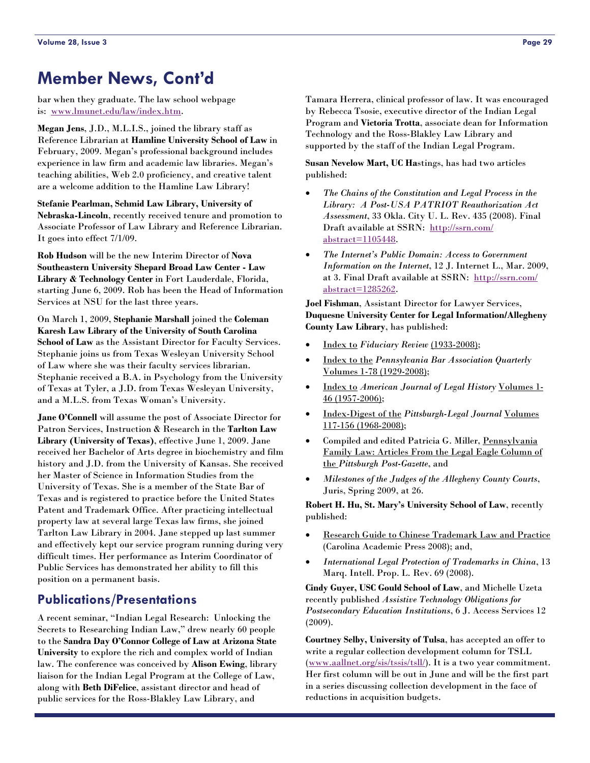# Member News, Cont'd

bar when they graduate. The law school webpage is: www.lmunet.edu/law/index.htm.

**Megan Jens**, J.D., M.L.I.S., joined the library staff as Reference Librarian at **Hamline University School of Law** in February, 2009. Megan's professional background includes experience in law firm and academic law libraries. Megan's teaching abilities, Web 2.0 proficiency, and creative talent are a welcome addition to the Hamline Law Library!

**Stefanie Pearlman, Schmid Law Library, University of Nebraska-Lincoln**, recently received tenure and promotion to Associate Professor of Law Library and Reference Librarian. It goes into effect 7/1/09.

**Rob Hudson** will be the new Interim Director of **Nova Southeastern University Shepard Broad Law Center - Law Library & Technology Center** in Fort Lauderdale, Florida, starting June 6, 2009. Rob has been the Head of Information Services at NSU for the last three years.

On March 1, 2009, **Stephanie Marshall** joined the **Coleman Karesh Law Library of the University of South Carolina School of Law** as the Assistant Director for Faculty Services. Stephanie joins us from Texas Wesleyan University School of Law where she was their faculty services librarian. Stephanie received a B.A. in Psychology from the University of Texas at Tyler, a J.D. from Texas Wesleyan University, and a M.L.S. from Texas Woman's University.

**Jane O'Connell** will assume the post of Associate Director for Patron Services, Instruction & Research in the **Tarlton Law Library (University of Texas)**, effective June 1, 2009. Jane received her Bachelor of Arts degree in biochemistry and film history and J.D. from the University of Kansas. She received her Master of Science in Information Studies from the University of Texas. She is a member of the State Bar of Texas and is registered to practice before the United States Patent and Trademark Office. After practicing intellectual property law at several large Texas law firms, she joined Tarlton Law Library in 2004. Jane stepped up last summer and effectively kept our service program running during very difficult times. Her performance as Interim Coordinator of Public Services has demonstrated her ability to fill this position on a permanent basis.

## Publications/Presentations

A recent seminar, "Indian Legal Research: Unlocking the Secrets to Researching Indian Law," drew nearly 60 people to the **Sandra Day O'Connor College of Law at Arizona State University** to explore the rich and complex world of Indian law. The conference was conceived by **Alison Ewing**, library liaison for the Indian Legal Program at the College of Law, along with **Beth DiFelice**, assistant director and head of public services for the Ross-Blakley Law Library, and Tamara Herrera, clinical professor of law. It was encouraged by Rebecca Tsosie, executive director of the Indian Legal Program and **Victoria Trotta**, associate dean for Information Technology and the Ross-Blakley Law Library and supported by the staff of the Indian Legal Program.

**Susan Nevelow Mart, UC Hastings**, has had two articles published:

- *The Chains of the Constitution and Legal Process in the Library: A Post-USA PATRIOT Reauthorization Act Assessment*, 33 Okla. City U. L. Rev. 435 (2008). Final Draft available at SSRN: http://ssrn.com/abstract=1105448.
- *The Internet's Public Domain: Access to Government Information on the Internet*, 12 J. Internet L., Mar. 2009, at 3. Final Draft available at SSRN: http://ssrn.com/abstract=1285262.

**Joel Fishman**, Assistant Director for Lawyer Services, **Duquesne University Center for Legal Information/Allegheny County Law Library**, has published:

- Index to *Fiduciary Review* (1933-2008);
- Index to the *Pennsylvania Bar Association Quarterly* Volumes 1-78 (1929-2008);
- Index to *American Journal of Legal History* Volumes 1-46 (1957-2006);
- Index-Digest of the *Pittsburgh-Legal Journal* Volumes 117-156 (1968-2008);
- Compiled and edited Patricia G. Miller, Pennsylvania Family Law: Articles From the Legal Eagle Column of the *Pittsburgh Post-Gazette*, and
- *Milestones of the Judges of the Allegheny County Courts*, Juris, Spring 2009, at 26.

**Robert H. Hu, St. Mary's University School of Law**, recently published:

- Research Guide to Chinese Trademark Law and Practice (Carolina Academic Press 2008); and,
- *International Legal Protection of Trademarks in China*, 13 Marq. Intell. Prop. L. Rev. 69 (2008).

**Cindy Guyer, USC Gould School of Law**, and Michelle Uzeta recently published *Assistive Technology Obligations for Postsecondary Education Institutions*, 6 J. Access Services 12 (2009).

**Courtney Selby, University of Tulsa**, has accepted an offer to write a regular collection development column for TSLL (www.aallnet.org/sis/tssis/tsll/). It is a two year commitment. Her first column will be out in June and will be the first part in a series discussing collection development in the face of reductions in acquisition budgets.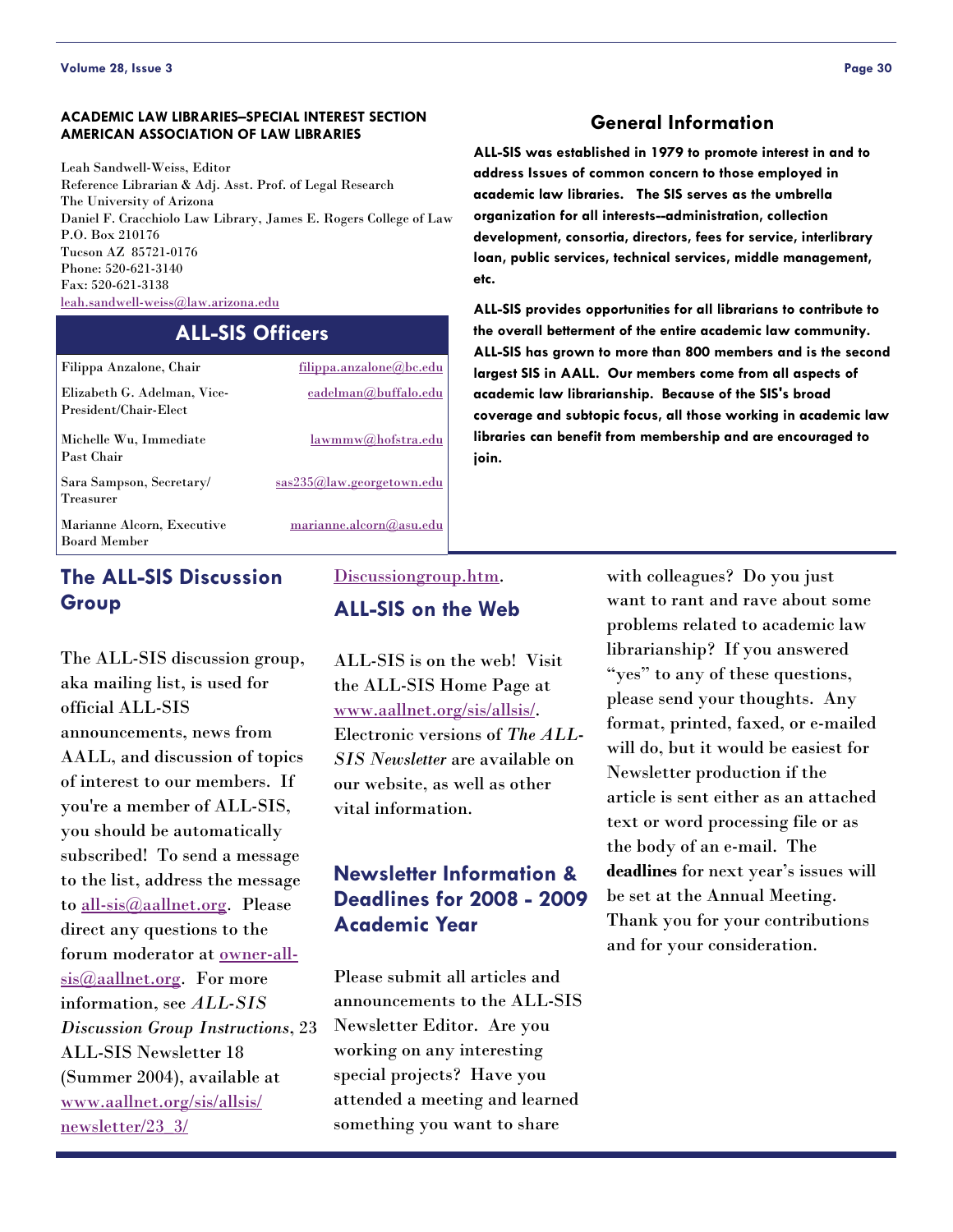**ACADEMIC LAW LIBRARIES–SPECIAL INTEREST SECTION**
**AMERICAN ASSOCIATION OF LAW LIBRARIES**

Leah Sandwell-Weiss, Editor
Reference Librarian & Adj. Asst. Prof. of Legal Research
The University of Arizona
Daniel F. Cracchiolo Law Library, James E. Rogers College of Law
P.O. Box 210176
Tucson AZ 85721-0176
Phone: 520-621-3140
Fax: 520-621-3138
leah.sandwell-weiss@law.arizona.edu

## ALL-SIS Officers

| | |
|---|---|
| Filippa Anzalone, Chair | filippa.anzalone@bc.edu |
| Elizabeth G. Adelman, Vice-President/Chair-Elect | eadelman@buffalo.edu |
| Michelle Wu, Immediate Past Chair | lawmmw@hofstra.edu |
| Sara Sampson, Secretary/Treasurer | sas235@law.georgetown.edu |
| Marianne Alcorn, Executive Board Member | marianne.alcorn@asu.edu |

## General Information

**ALL-SIS was established in 1979 to promote interest in and to address Issues of common concern to those employed in academic law libraries. The SIS serves as the umbrella organization for all interests--administration, collection development, consortia, directors, fees for service, interlibrary loan, public services, technical services, middle management, etc.**

**ALL-SIS provides opportunities for all librarians to contribute to the overall betterment of the entire academic law community. ALL-SIS has grown to more than 800 members and is the second largest SIS in AALL. Our members come from all aspects of academic law librarianship. Because of the SIS's broad coverage and subtopic focus, all those working in academic law libraries can benefit from membership and are encouraged to join.**

## The ALL-SIS Discussion Group

The ALL-SIS discussion group, aka mailing list, is used for official ALL-SIS announcements, news from AALL, and discussion of topics of interest to our members. If you're a member of ALL-SIS, you should be automatically subscribed! To send a message to the list, address the message to all-sis@aallnet.org. Please direct any questions to the forum moderator at owner-all-sis@aallnet.org. For more information, see *ALL-SIS Discussion Group Instructions*, 23 ALL-SIS Newsletter 18 (Summer 2004), available at www.aallnet.org/sis/allsis/newsletter/23_3/Discussiongroup.htm.

## ALL-SIS on the Web

ALL-SIS is on the web! Visit the ALL-SIS Home Page at www.aallnet.org/sis/allsis/. Electronic versions of *The ALL-SIS Newsletter* are available on our website, as well as other vital information.

## Newsletter Information & Deadlines for 2008 - 2009 Academic Year

Please submit all articles and announcements to the ALL-SIS Newsletter Editor. Are you working on any interesting special projects? Have you attended a meeting and learned something you want to share with colleagues? Do you just want to rant and rave about some problems related to academic law librarianship? If you answered "yes" to any of these questions, please send your thoughts. Any format, printed, faxed, or e-mailed will do, but it would be easiest for Newsletter production if the article is sent either as an attached text or word processing file or as the body of an e-mail. The **deadlines** for next year's issues will be set at the Annual Meeting. Thank you for your contributions and for your consideration.